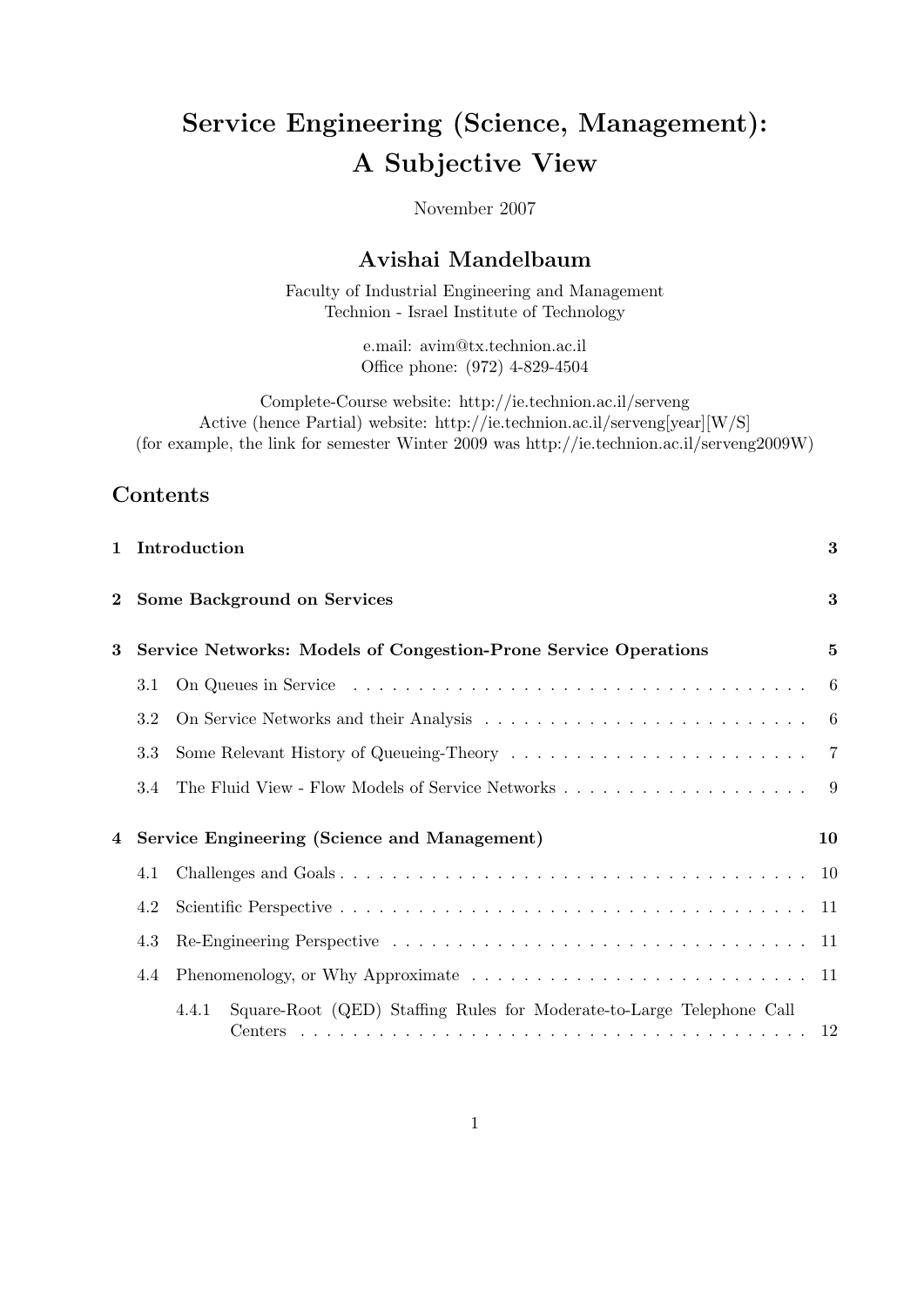# Service Engineering (Science, Management): A Subjective View

November 2007

## Avishai Mandelbaum

Faculty of Industrial Engineering and Management
Technion - Israel Institute of Technology

e.mail: avim@tx.technion.ac.il
Office phone: (972) 4-829-4504

Complete-Course website: http://ie.technion.ac.il/serveng
Active (hence Partial) website: http://ie.technion.ac.il/serveng[year][W/S]
(for example, the link for semester Winter 2009 was http://ie.technion.ac.il/serveng2009W)

## Contents

**1 Introduction** **3**

**2 Some Background on Services** **3**

**3 Service Networks: Models of Congestion-Prone Service Operations** **5**

- 3.1 On Queues in Service . . . . . . . . . . . . . . . . . . . . . . . . . . . . . . . . . 6
- 3.2 On Service Networks and their Analysis . . . . . . . . . . . . . . . . . . . . . . . 6
- 3.3 Some Relevant History of Queueing-Theory . . . . . . . . . . . . . . . . . . . . 7
- 3.4 The Fluid View - Flow Models of Service Networks . . . . . . . . . . . . . . . . 9

**4 Service Engineering (Science and Management)** **10**

- 4.1 Challenges and Goals . . . . . . . . . . . . . . . . . . . . . . . . . . . . . . . . . 10
- 4.2 Scientific Perspective . . . . . . . . . . . . . . . . . . . . . . . . . . . . . . . . . 11
- 4.3 Re-Engineering Perspective . . . . . . . . . . . . . . . . . . . . . . . . . . . . . . 11
- 4.4 Phenomenology, or Why Approximate . . . . . . . . . . . . . . . . . . . . . . . . 11
  - 4.4.1 Square-Root (QED) Staffing Rules for Moderate-to-Large Telephone Call Centers . . . . . . . . . . . . . . . . . . . . . . . . . . . . . . . . . . . . 12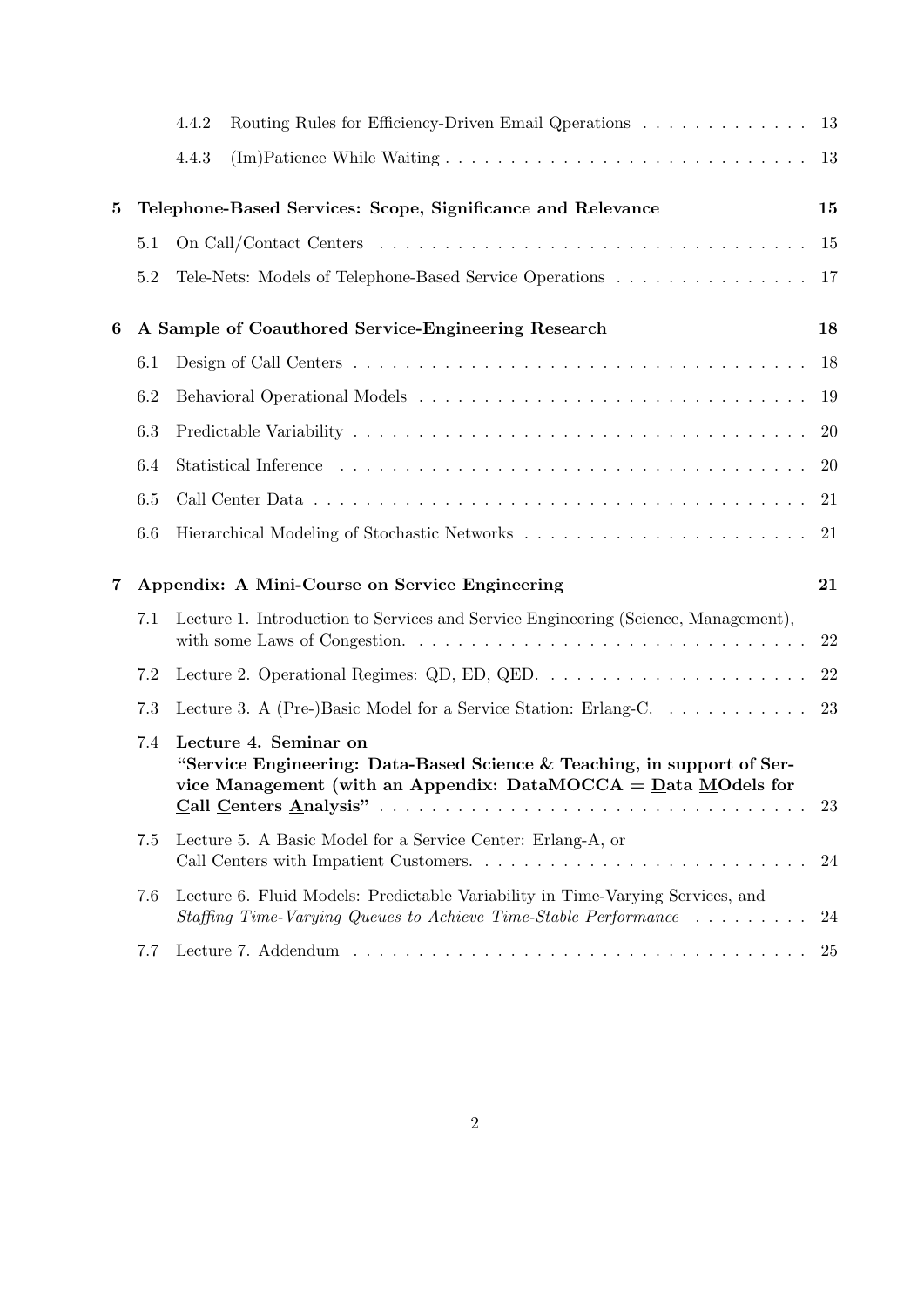4.4.2 Routing Rules for Efficiency-Driven Email Qperations . . . . . . . . . . . . . 13

4.4.3 (Im)Patience While Waiting . . . . . . . . . . . . . . . . . . . . . . . . . . . 13

**5 Telephone-Based Services: Scope, Significance and Relevance 15**

5.1 On Call/Contact Centers . . . . . . . . . . . . . . . . . . . . . . . . . . . . . . . . 15

5.2 Tele-Nets: Models of Telephone-Based Service Operations . . . . . . . . . . . . . . . 17

**6 A Sample of Coauthored Service-Engineering Research 18**

6.1 Design of Call Centers . . . . . . . . . . . . . . . . . . . . . . . . . . . . . . . . . . 18

6.2 Behavioral Operational Models . . . . . . . . . . . . . . . . . . . . . . . . . . . . . 19

6.3 Predictable Variability . . . . . . . . . . . . . . . . . . . . . . . . . . . . . . . . . . 20

6.4 Statistical Inference . . . . . . . . . . . . . . . . . . . . . . . . . . . . . . . . . . . 20

6.5 Call Center Data . . . . . . . . . . . . . . . . . . . . . . . . . . . . . . . . . . . . . 21

6.6 Hierarchical Modeling of Stochastic Networks . . . . . . . . . . . . . . . . . . . . . . 21

**7 Appendix: A Mini-Course on Service Engineering 21**

7.1 Lecture 1. Introduction to Services and Service Engineering (Science, Management), with some Laws of Congestion. . . . . . . . . . . . . . . . . . . . . . . . . . . . . . 22

7.2 Lecture 2. Operational Regimes: QD, ED, QED. . . . . . . . . . . . . . . . . . . . . 22

7.3 Lecture 3. A (Pre-)Basic Model for a Service Station: Erlang-C. . . . . . . . . . . . 23

7.4 **Lecture 4. Seminar on "Service Engineering: Data-Based Science & Teaching, in support of Service Management (with an Appendix: DataMOCCA = Data MOdels for Call Centers Analysis"** . . . . . . . . . . . . . . . . . . . . . . . . . . . . . . 23

7.5 Lecture 5. A Basic Model for a Service Center: Erlang-A, or Call Centers with Impatient Customers. . . . . . . . . . . . . . . . . . . . . . . . . 24

7.6 Lecture 6. Fluid Models: Predictable Variability in Time-Varying Services, and *Staffing Time-Varying Queues to Achieve Time-Stable Performance* . . . . . . . . . 24

7.7 Lecture 7. Addendum . . . . . . . . . . . . . . . . . . . . . . . . . . . . . . . . . . 25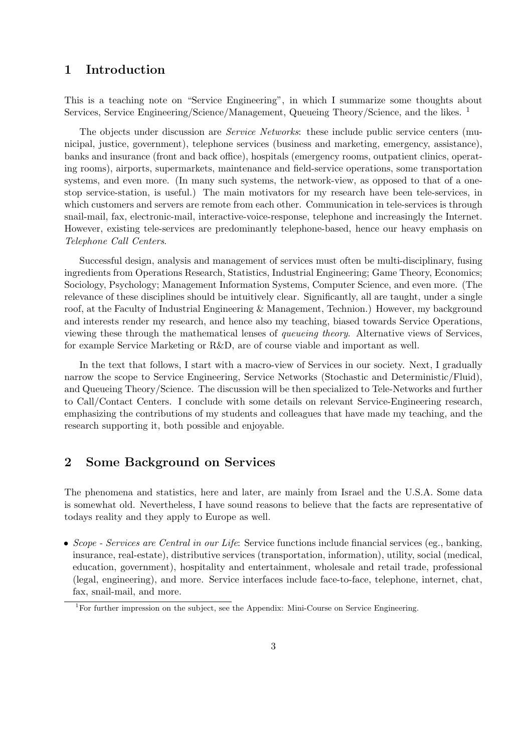# 1 Introduction

This is a teaching note on "Service Engineering", in which I summarize some thoughts about Services, Service Engineering/Science/Management, Queueing Theory/Science, and the likes. [1]

The objects under discussion are *Service Networks*: these include public service centers (municipal, justice, government), telephone services (business and marketing, emergency, assistance), banks and insurance (front and back office), hospitals (emergency rooms, outpatient clinics, operating rooms), airports, supermarkets, maintenance and field-service operations, some transportation systems, and even more. (In many such systems, the network-view, as opposed to that of a one-stop service-station, is useful.) The main motivators for my research have been tele-services, in which customers and servers are remote from each other. Communication in tele-services is through snail-mail, fax, electronic-mail, interactive-voice-response, telephone and increasingly the Internet. However, existing tele-services are predominantly telephone-based, hence our heavy emphasis on *Telephone Call Centers*.

Successful design, analysis and management of services must often be multi-disciplinary, fusing ingredients from Operations Research, Statistics, Industrial Engineering; Game Theory, Economics; Sociology, Psychology; Management Information Systems, Computer Science, and even more. (The relevance of these disciplines should be intuitively clear. Significantly, all are taught, under a single roof, at the Faculty of Industrial Engineering & Management, Technion.) However, my background and interests render my research, and hence also my teaching, biased towards Service Operations, viewing these through the mathematical lenses of *queueing theory*. Alternative views of Services, for example Service Marketing or R&D, are of course viable and important as well.

In the text that follows, I start with a macro-view of Services in our society. Next, I gradually narrow the scope to Service Engineering, Service Networks (Stochastic and Deterministic/Fluid), and Queueing Theory/Science. The discussion will be then specialized to Tele-Networks and further to Call/Contact Centers. I conclude with some details on relevant Service-Engineering research, emphasizing the contributions of my students and colleagues that have made my teaching, and the research supporting it, both possible and enjoyable.

# 2 Some Background on Services

The phenomena and statistics, here and later, are mainly from Israel and the U.S.A. Some data is somewhat old. Nevertheless, I have sound reasons to believe that the facts are representative of todays reality and they apply to Europe as well.

- *Scope - Services are Central in our Life*: Service functions include financial services (eg., banking, insurance, real-estate), distributive services (transportation, information), utility, social (medical, education, government), hospitality and entertainment, wholesale and retail trade, professional (legal, engineering), and more. Service interfaces include face-to-face, telephone, internet, chat, fax, snail-mail, and more.

[1] For further impression on the subject, see the Appendix: Mini-Course on Service Engineering.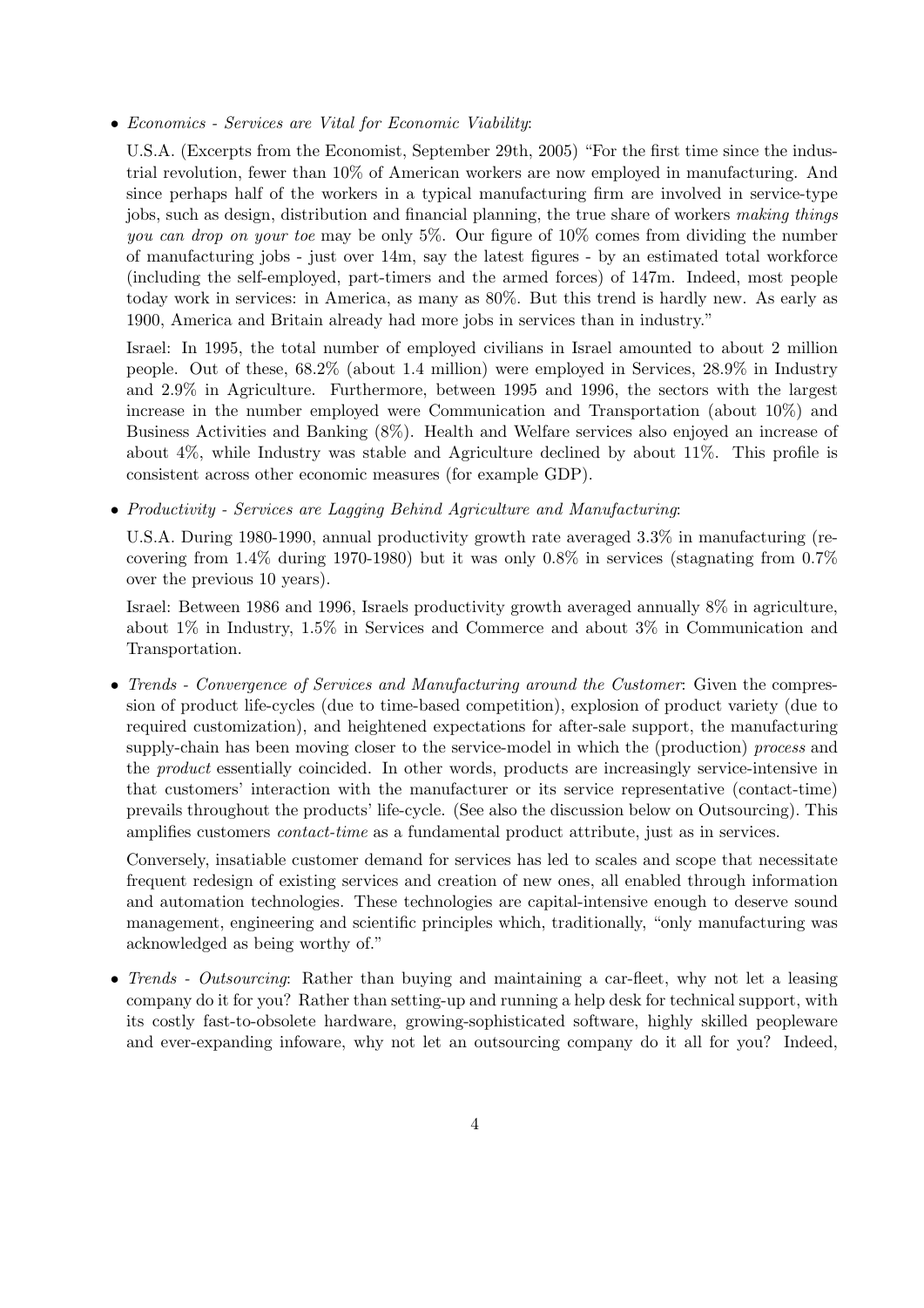- *Economics - Services are Vital for Economic Viability*:

  U.S.A. (Excerpts from the Economist, September 29th, 2005) "For the first time since the industrial revolution, fewer than 10% of American workers are now employed in manufacturing. And since perhaps half of the workers in a typical manufacturing firm are involved in service-type jobs, such as design, distribution and financial planning, the true share of workers *making things you can drop on your toe* may be only 5%. Our figure of 10% comes from dividing the number of manufacturing jobs - just over 14m, say the latest figures - by an estimated total workforce (including the self-employed, part-timers and the armed forces) of 147m. Indeed, most people today work in services: in America, as many as 80%. But this trend is hardly new. As early as 1900, America and Britain already had more jobs in services than in industry."

  Israel: In 1995, the total number of employed civilians in Israel amounted to about 2 million people. Out of these, 68.2% (about 1.4 million) were employed in Services, 28.9% in Industry and 2.9% in Agriculture. Furthermore, between 1995 and 1996, the sectors with the largest increase in the number employed were Communication and Transportation (about 10%) and Business Activities and Banking (8%). Health and Welfare services also enjoyed an increase of about 4%, while Industry was stable and Agriculture declined by about 11%. This profile is consistent across other economic measures (for example GDP).

- *Productivity - Services are Lagging Behind Agriculture and Manufacturing*:

  U.S.A. During 1980-1990, annual productivity growth rate averaged 3.3% in manufacturing (recovering from 1.4% during 1970-1980) but it was only 0.8% in services (stagnating from 0.7% over the previous 10 years).

  Israel: Between 1986 and 1996, Israels productivity growth averaged annually 8% in agriculture, about 1% in Industry, 1.5% in Services and Commerce and about 3% in Communication and Transportation.

- *Trends - Convergence of Services and Manufacturing around the Customer*: Given the compression of product life-cycles (due to time-based competition), explosion of product variety (due to required customization), and heightened expectations for after-sale support, the manufacturing supply-chain has been moving closer to the service-model in which the (production) *process* and the *product* essentially coincided. In other words, products are increasingly service-intensive in that customers' interaction with the manufacturer or its service representative (contact-time) prevails throughout the products' life-cycle. (See also the discussion below on Outsourcing). This amplifies customers *contact-time* as a fundamental product attribute, just as in services.

  Conversely, insatiable customer demand for services has led to scales and scope that necessitate frequent redesign of existing services and creation of new ones, all enabled through information and automation technologies. These technologies are capital-intensive enough to deserve sound management, engineering and scientific principles which, traditionally, "only manufacturing was acknowledged as being worthy of."

- *Trends - Outsourcing*: Rather than buying and maintaining a car-fleet, why not let a leasing company do it for you? Rather than setting-up and running a help desk for technical support, with its costly fast-to-obsolete hardware, growing-sophisticated software, highly skilled peopleware and ever-expanding infoware, why not let an outsourcing company do it all for you? Indeed,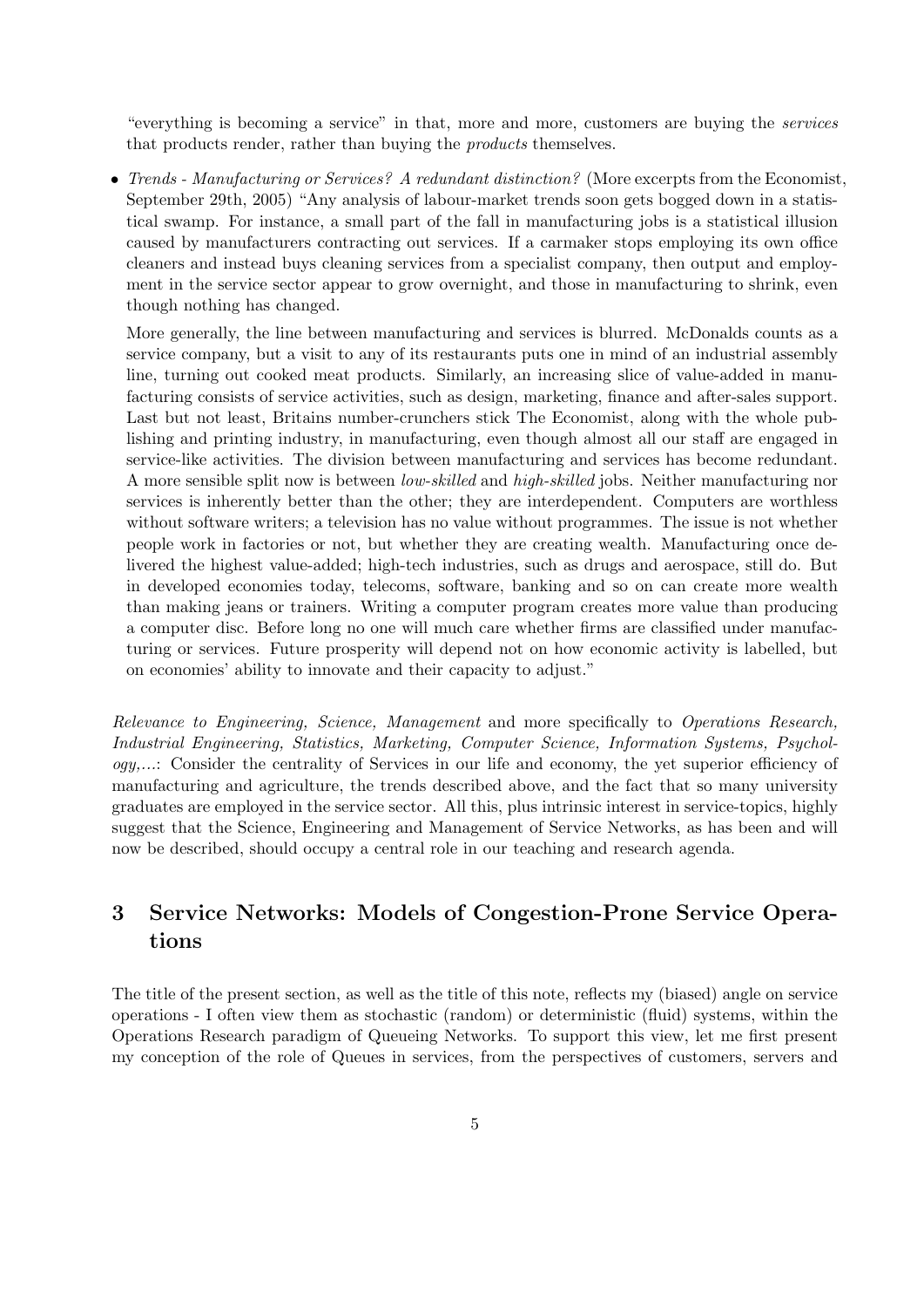"everything is becoming a service" in that, more and more, customers are buying the *services* that products render, rather than buying the *products* themselves.

- *Trends - Manufacturing or Services? A redundant distinction?* (More excerpts from the Economist, September 29th, 2005) "Any analysis of labour-market trends soon gets bogged down in a statistical swamp. For instance, a small part of the fall in manufacturing jobs is a statistical illusion caused by manufacturers contracting out services. If a carmaker stops employing its own office cleaners and instead buys cleaning services from a specialist company, then output and employment in the service sector appear to grow overnight, and those in manufacturing to shrink, even though nothing has changed.

  More generally, the line between manufacturing and services is blurred. McDonalds counts as a service company, but a visit to any of its restaurants puts one in mind of an industrial assembly line, turning out cooked meat products. Similarly, an increasing slice of value-added in manufacturing consists of service activities, such as design, marketing, finance and after-sales support. Last but not least, Britains number-crunchers stick The Economist, along with the whole publishing and printing industry, in manufacturing, even though almost all our staff are engaged in service-like activities. The division between manufacturing and services has become redundant. A more sensible split now is between *low-skilled* and *high-skilled* jobs. Neither manufacturing nor services is inherently better than the other; they are interdependent. Computers are worthless without software writers; a television has no value without programmes. The issue is not whether people work in factories or not, but whether they are creating wealth. Manufacturing once delivered the highest value-added; high-tech industries, such as drugs and aerospace, still do. But in developed economies today, telecoms, software, banking and so on can create more wealth than making jeans or trainers. Writing a computer program creates more value than producing a computer disc. Before long no one will much care whether firms are classified under manufacturing or services. Future prosperity will depend not on how economic activity is labelled, but on economies' ability to innovate and their capacity to adjust."

*Relevance to Engineering, Science, Management* and more specifically to *Operations Research, Industrial Engineering, Statistics, Marketing, Computer Science, Information Systems, Psychology,...*: Consider the centrality of Services in our life and economy, the yet superior efficiency of manufacturing and agriculture, the trends described above, and the fact that so many university graduates are employed in the service sector. All this, plus intrinsic interest in service-topics, highly suggest that the Science, Engineering and Management of Service Networks, as has been and will now be described, should occupy a central role in our teaching and research agenda.

## 3 Service Networks: Models of Congestion-Prone Service Operations

The title of the present section, as well as the title of this note, reflects my (biased) angle on service operations - I often view them as stochastic (random) or deterministic (fluid) systems, within the Operations Research paradigm of Queueing Networks. To support this view, let me first present my conception of the role of Queues in services, from the perspectives of customers, servers and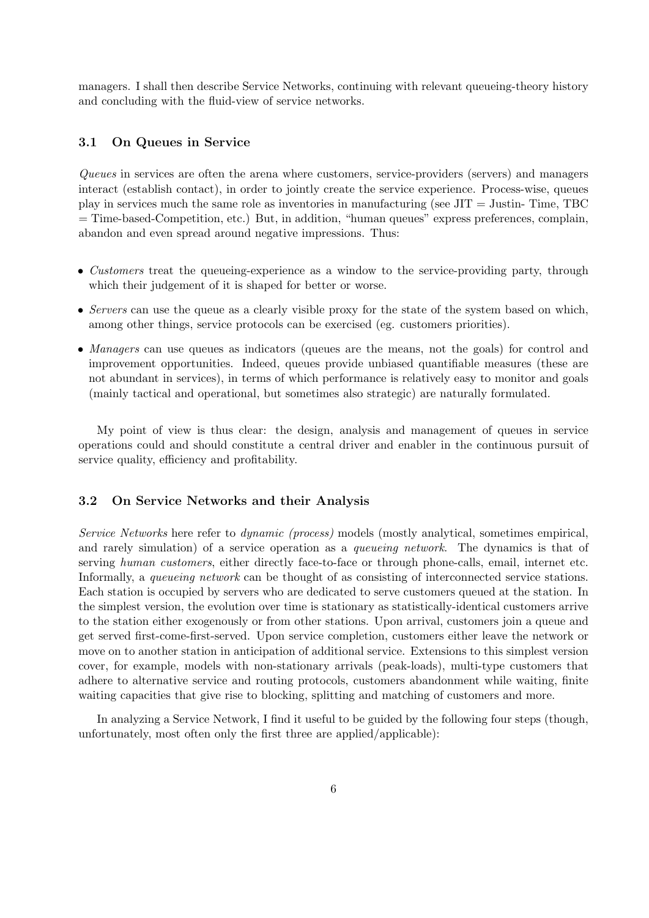managers. I shall then describe Service Networks, continuing with relevant queueing-theory history and concluding with the fluid-view of service networks.

### 3.1 On Queues in Service

*Queues* in services are often the arena where customers, service-providers (servers) and managers interact (establish contact), in order to jointly create the service experience. Process-wise, queues play in services much the same role as inventories in manufacturing (see JIT = Justin- Time, TBC = Time-based-Competition, etc.) But, in addition, "human queues" express preferences, complain, abandon and even spread around negative impressions. Thus:

- *Customers* treat the queueing-experience as a window to the service-providing party, through which their judgement of it is shaped for better or worse.
- *Servers* can use the queue as a clearly visible proxy for the state of the system based on which, among other things, service protocols can be exercised (eg. customers priorities).
- *Managers* can use queues as indicators (queues are the means, not the goals) for control and improvement opportunities. Indeed, queues provide unbiased quantifiable measures (these are not abundant in services), in terms of which performance is relatively easy to monitor and goals (mainly tactical and operational, but sometimes also strategic) are naturally formulated.

My point of view is thus clear: the design, analysis and management of queues in service operations could and should constitute a central driver and enabler in the continuous pursuit of service quality, efficiency and profitability.

### 3.2 On Service Networks and their Analysis

*Service Networks* here refer to *dynamic (process)* models (mostly analytical, sometimes empirical, and rarely simulation) of a service operation as a *queueing network*. The dynamics is that of serving *human customers*, either directly face-to-face or through phone-calls, email, internet etc. Informally, a *queueing network* can be thought of as consisting of interconnected service stations. Each station is occupied by servers who are dedicated to serve customers queued at the station. In the simplest version, the evolution over time is stationary as statistically-identical customers arrive to the station either exogenously or from other stations. Upon arrival, customers join a queue and get served first-come-first-served. Upon service completion, customers either leave the network or move on to another station in anticipation of additional service. Extensions to this simplest version cover, for example, models with non-stationary arrivals (peak-loads), multi-type customers that adhere to alternative service and routing protocols, customers abandonment while waiting, finite waiting capacities that give rise to blocking, splitting and matching of customers and more.

In analyzing a Service Network, I find it useful to be guided by the following four steps (though, unfortunately, most often only the first three are applied/applicable):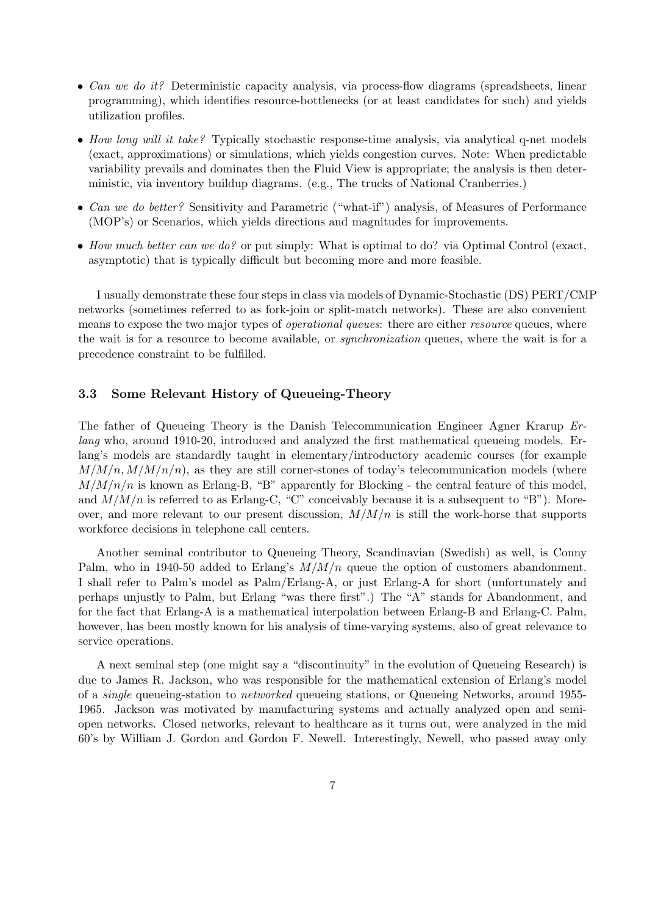- *Can we do it?* Deterministic capacity analysis, via process-flow diagrams (spreadsheets, linear programming), which identifies resource-bottlenecks (or at least candidates for such) and yields utilization profiles.
- *How long will it take?* Typically stochastic response-time analysis, via analytical q-net models (exact, approximations) or simulations, which yields congestion curves. Note: When predictable variability prevails and dominates then the Fluid View is appropriate; the analysis is then deterministic, via inventory buildup diagrams. (e.g., The trucks of National Cranberries.)
- *Can we do better?* Sensitivity and Parametric ("what-if") analysis, of Measures of Performance (MOP's) or Scenarios, which yields directions and magnitudes for improvements.
- *How much better can we do?* or put simply: What is optimal to do? via Optimal Control (exact, asymptotic) that is typically difficult but becoming more and more feasible.

I usually demonstrate these four steps in class via models of Dynamic-Stochastic (DS) PERT/CMP networks (sometimes referred to as fork-join or split-match networks). These are also convenient means to expose the two major types of *operational queues*: there are either *resource* queues, where the wait is for a resource to become available, or *synchronization* queues, where the wait is for a precedence constraint to be fulfilled.

### 3.3 Some Relevant History of Queueing-Theory

The father of Queueing Theory is the Danish Telecommunication Engineer Agner Krarup *Erlang* who, around 1910-20, introduced and analyzed the first mathematical queueing models. Erlang's models are standardly taught in elementary/introductory academic courses (for example $M/M/n, M/M/n/n$), as they are still corner-stones of today's telecommunication models (where $M/M/n/n$ is known as Erlang-B, "B" apparently for Blocking - the central feature of this model, and $M/M/n$ is referred to as Erlang-C, "C" conceivably because it is a subsequent to "B"). Moreover, and more relevant to our present discussion, $M/M/n$ is still the work-horse that supports workforce decisions in telephone call centers.

Another seminal contributor to Queueing Theory, Scandinavian (Swedish) as well, is Conny Palm, who in 1940-50 added to Erlang's $M/M/n$ queue the option of customers abandonment. I shall refer to Palm's model as Palm/Erlang-A, or just Erlang-A for short (unfortunately and perhaps unjustly to Palm, but Erlang "was there first".) The "A" stands for Abandonment, and for the fact that Erlang-A is a mathematical interpolation between Erlang-B and Erlang-C. Palm, however, has been mostly known for his analysis of time-varying systems, also of great relevance to service operations.

A next seminal step (one might say a "discontinuity" in the evolution of Queueing Research) is due to James R. Jackson, who was responsible for the mathematical extension of Erlang's model of a *single* queueing-station to *networked* queueing stations, or Queueing Networks, around 1955-1965. Jackson was motivated by manufacturing systems and actually analyzed open and semi-open networks. Closed networks, relevant to healthcare as it turns out, were analyzed in the mid 60's by William J. Gordon and Gordon F. Newell. Interestingly, Newell, who passed away only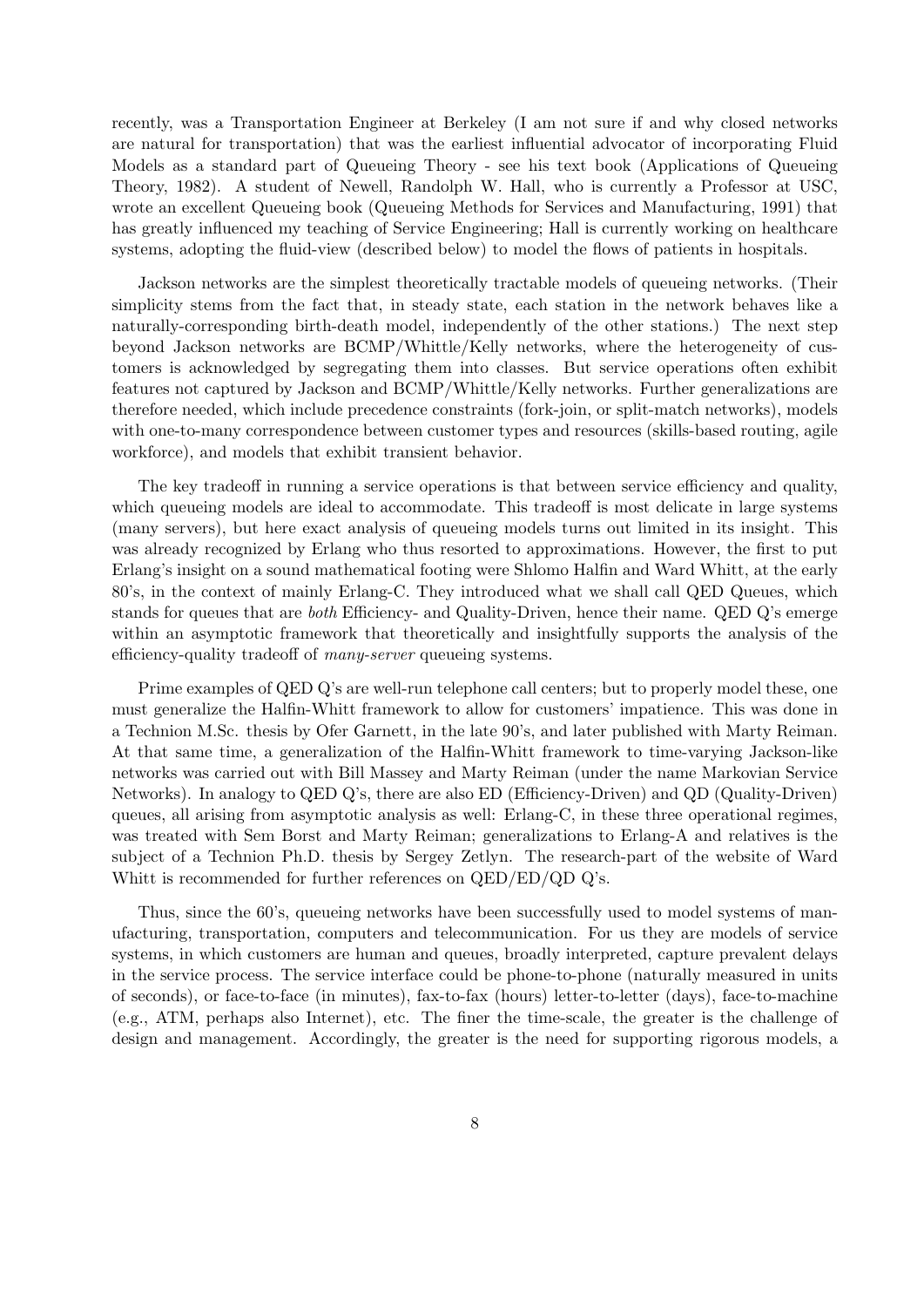recently, was a Transportation Engineer at Berkeley (I am not sure if and why closed networks are natural for transportation) that was the earliest influential advocator of incorporating Fluid Models as a standard part of Queueing Theory - see his text book (Applications of Queueing Theory, 1982). A student of Newell, Randolph W. Hall, who is currently a Professor at USC, wrote an excellent Queueing book (Queueing Methods for Services and Manufacturing, 1991) that has greatly influenced my teaching of Service Engineering; Hall is currently working on healthcare systems, adopting the fluid-view (described below) to model the flows of patients in hospitals.

Jackson networks are the simplest theoretically tractable models of queueing networks. (Their simplicity stems from the fact that, in steady state, each station in the network behaves like a naturally-corresponding birth-death model, independently of the other stations.) The next step beyond Jackson networks are BCMP/Whittle/Kelly networks, where the heterogeneity of customers is acknowledged by segregating them into classes. But service operations often exhibit features not captured by Jackson and BCMP/Whittle/Kelly networks. Further generalizations are therefore needed, which include precedence constraints (fork-join, or split-match networks), models with one-to-many correspondence between customer types and resources (skills-based routing, agile workforce), and models that exhibit transient behavior.

The key tradeoff in running a service operations is that between service efficiency and quality, which queueing models are ideal to accommodate. This tradeoff is most delicate in large systems (many servers), but here exact analysis of queueing models turns out limited in its insight. This was already recognized by Erlang who thus resorted to approximations. However, the first to put Erlang's insight on a sound mathematical footing were Shlomo Halfin and Ward Whitt, at the early 80's, in the context of mainly Erlang-C. They introduced what we shall call QED Queues, which stands for queues that are *both* Efficiency- and Quality-Driven, hence their name. QED Q's emerge within an asymptotic framework that theoretically and insightfully supports the analysis of the efficiency-quality tradeoff of *many-server* queueing systems.

Prime examples of QED Q's are well-run telephone call centers; but to properly model these, one must generalize the Halfin-Whitt framework to allow for customers' impatience. This was done in a Technion M.Sc. thesis by Ofer Garnett, in the late 90's, and later published with Marty Reiman. At that same time, a generalization of the Halfin-Whitt framework to time-varying Jackson-like networks was carried out with Bill Massey and Marty Reiman (under the name Markovian Service Networks). In analogy to QED Q's, there are also ED (Efficiency-Driven) and QD (Quality-Driven) queues, all arising from asymptotic analysis as well: Erlang-C, in these three operational regimes, was treated with Sem Borst and Marty Reiman; generalizations to Erlang-A and relatives is the subject of a Technion Ph.D. thesis by Sergey Zetlyn. The research-part of the website of Ward Whitt is recommended for further references on QED/ED/QD Q's.

Thus, since the 60's, queueing networks have been successfully used to model systems of manufacturing, transportation, computers and telecommunication. For us they are models of service systems, in which customers are human and queues, broadly interpreted, capture prevalent delays in the service process. The service interface could be phone-to-phone (naturally measured in units of seconds), or face-to-face (in minutes), fax-to-fax (hours) letter-to-letter (days), face-to-machine (e.g., ATM, perhaps also Internet), etc. The finer the time-scale, the greater is the challenge of design and management. Accordingly, the greater is the need for supporting rigorous models, a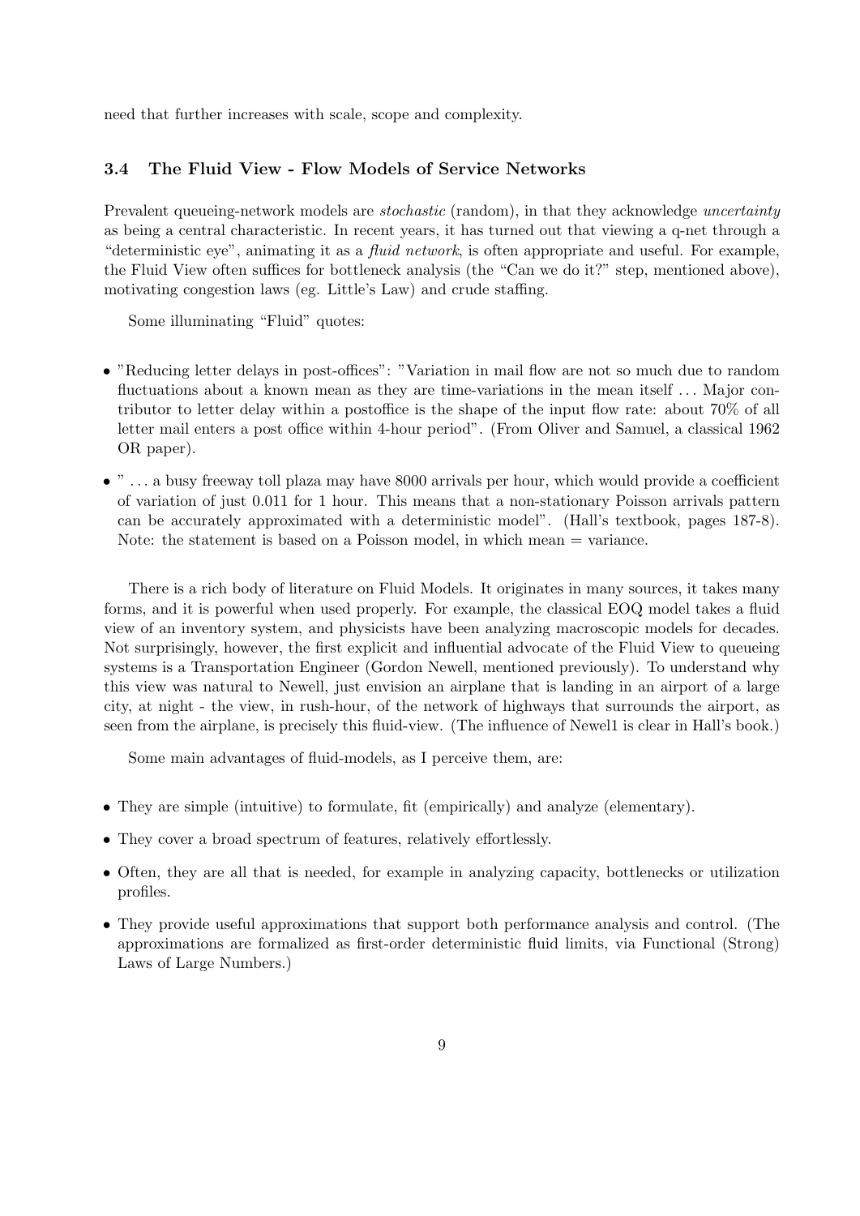need that further increases with scale, scope and complexity.

### 3.4 The Fluid View - Flow Models of Service Networks

Prevalent queueing-network models are *stochastic* (random), in that they acknowledge *uncertainty* as being a central characteristic. In recent years, it has turned out that viewing a q-net through a "deterministic eye", animating it as a *fluid network*, is often appropriate and useful. For example, the Fluid View often suffices for bottleneck analysis (the "Can we do it?" step, mentioned above), motivating congestion laws (eg. Little's Law) and crude staffing.

Some illuminating "Fluid" quotes:

- "Reducing letter delays in post-offices": "Variation in mail flow are not so much due to random fluctuations about a known mean as they are time-variations in the mean itself ... Major contributor to letter delay within a postoffice is the shape of the input flow rate: about 70% of all letter mail enters a post office within 4-hour period". (From Oliver and Samuel, a classical 1962 OR paper).
- " ... a busy freeway toll plaza may have 8000 arrivals per hour, which would provide a coefficient of variation of just 0.011 for 1 hour. This means that a non-stationary Poisson arrivals pattern can be accurately approximated with a deterministic model". (Hall's textbook, pages 187-8). Note: the statement is based on a Poisson model, in which mean = variance.

There is a rich body of literature on Fluid Models. It originates in many sources, it takes many forms, and it is powerful when used properly. For example, the classical EOQ model takes a fluid view of an inventory system, and physicists have been analyzing macroscopic models for decades. Not surprisingly, however, the first explicit and influential advocate of the Fluid View to queueing systems is a Transportation Engineer (Gordon Newell, mentioned previously). To understand why this view was natural to Newell, just envision an airplane that is landing in an airport of a large city, at night - the view, in rush-hour, of the network of highways that surrounds the airport, as seen from the airplane, is precisely this fluid-view. (The influence of Newel1 is clear in Hall's book.)

Some main advantages of fluid-models, as I perceive them, are:

- They are simple (intuitive) to formulate, fit (empirically) and analyze (elementary).
- They cover a broad spectrum of features, relatively effortlessly.
- Often, they are all that is needed, for example in analyzing capacity, bottlenecks or utilization profiles.
- They provide useful approximations that support both performance analysis and control. (The approximations are formalized as first-order deterministic fluid limits, via Functional (Strong) Laws of Large Numbers.)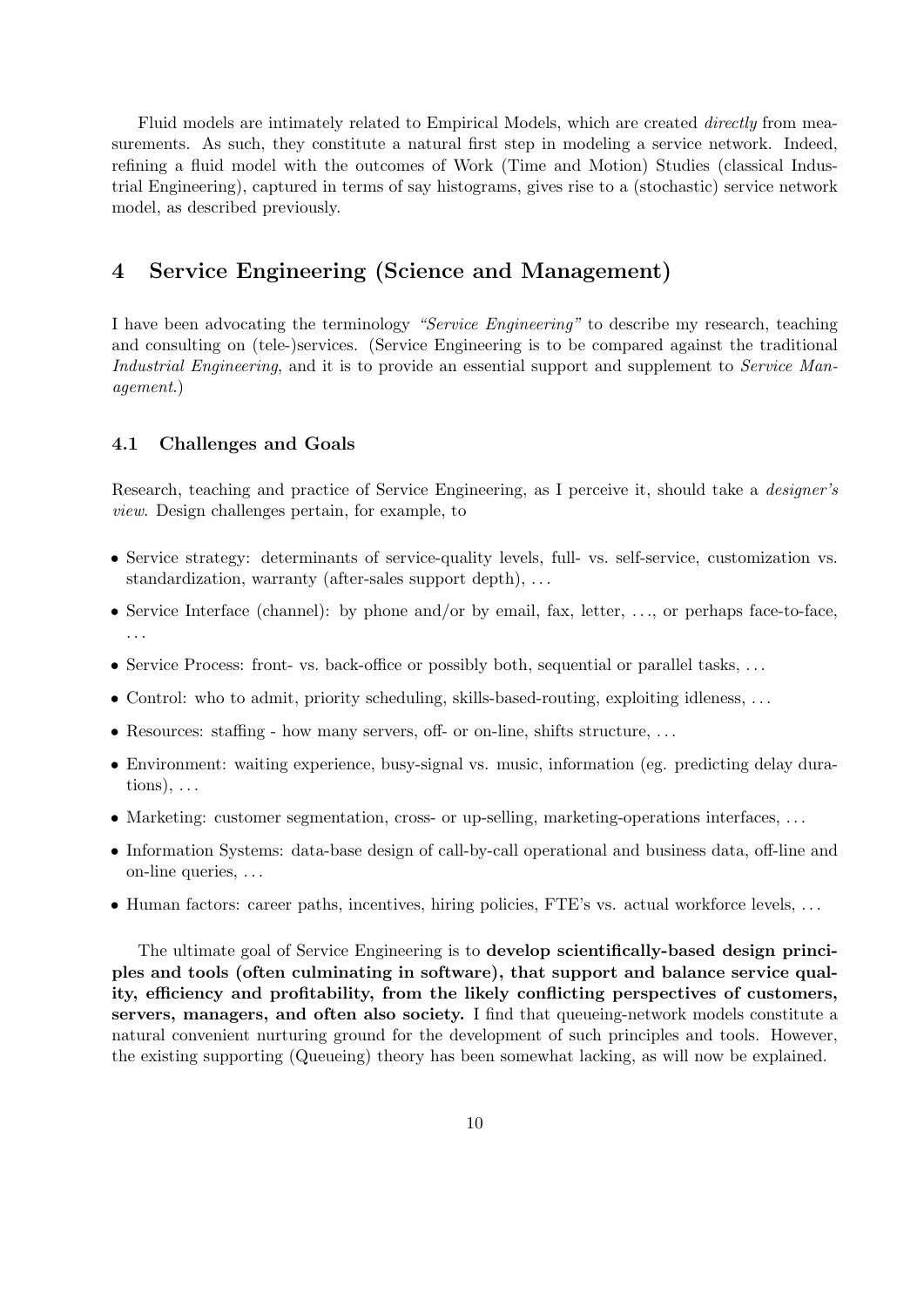Fluid models are intimately related to Empirical Models, which are created *directly* from measurements. As such, they constitute a natural first step in modeling a service network. Indeed, refining a fluid model with the outcomes of Work (Time and Motion) Studies (classical Industrial Engineering), captured in terms of say histograms, gives rise to a (stochastic) service network model, as described previously.

# 4 Service Engineering (Science and Management)

I have been advocating the terminology *"Service Engineering"* to describe my research, teaching and consulting on (tele-)services. (Service Engineering is to be compared against the traditional *Industrial Engineering*, and it is to provide an essential support and supplement to *Service Management*.)

## 4.1 Challenges and Goals

Research, teaching and practice of Service Engineering, as I perceive it, should take a *designer's view*. Design challenges pertain, for example, to

- Service strategy: determinants of service-quality levels, full- vs. self-service, customization vs. standardization, warranty (after-sales support depth), ...
- Service Interface (channel): by phone and/or by email, fax, letter, ..., or perhaps face-to-face, ...
- Service Process: front- vs. back-office or possibly both, sequential or parallel tasks, ...
- Control: who to admit, priority scheduling, skills-based-routing, exploiting idleness, ...
- Resources: staffing - how many servers, off- or on-line, shifts structure, ...
- Environment: waiting experience, busy-signal vs. music, information (eg. predicting delay durations), ...
- Marketing: customer segmentation, cross- or up-selling, marketing-operations interfaces, ...
- Information Systems: data-base design of call-by-call operational and business data, off-line and on-line queries, ...
- Human factors: career paths, incentives, hiring policies, FTE's vs. actual workforce levels, ...

The ultimate goal of Service Engineering is to **develop scientifically-based design principles and tools (often culminating in software), that support and balance service quality, efficiency and profitability, from the likely conflicting perspectives of customers, servers, managers, and often also society.** I find that queueing-network models constitute a natural convenient nurturing ground for the development of such principles and tools. However, the existing supporting (Queueing) theory has been somewhat lacking, as will now be explained.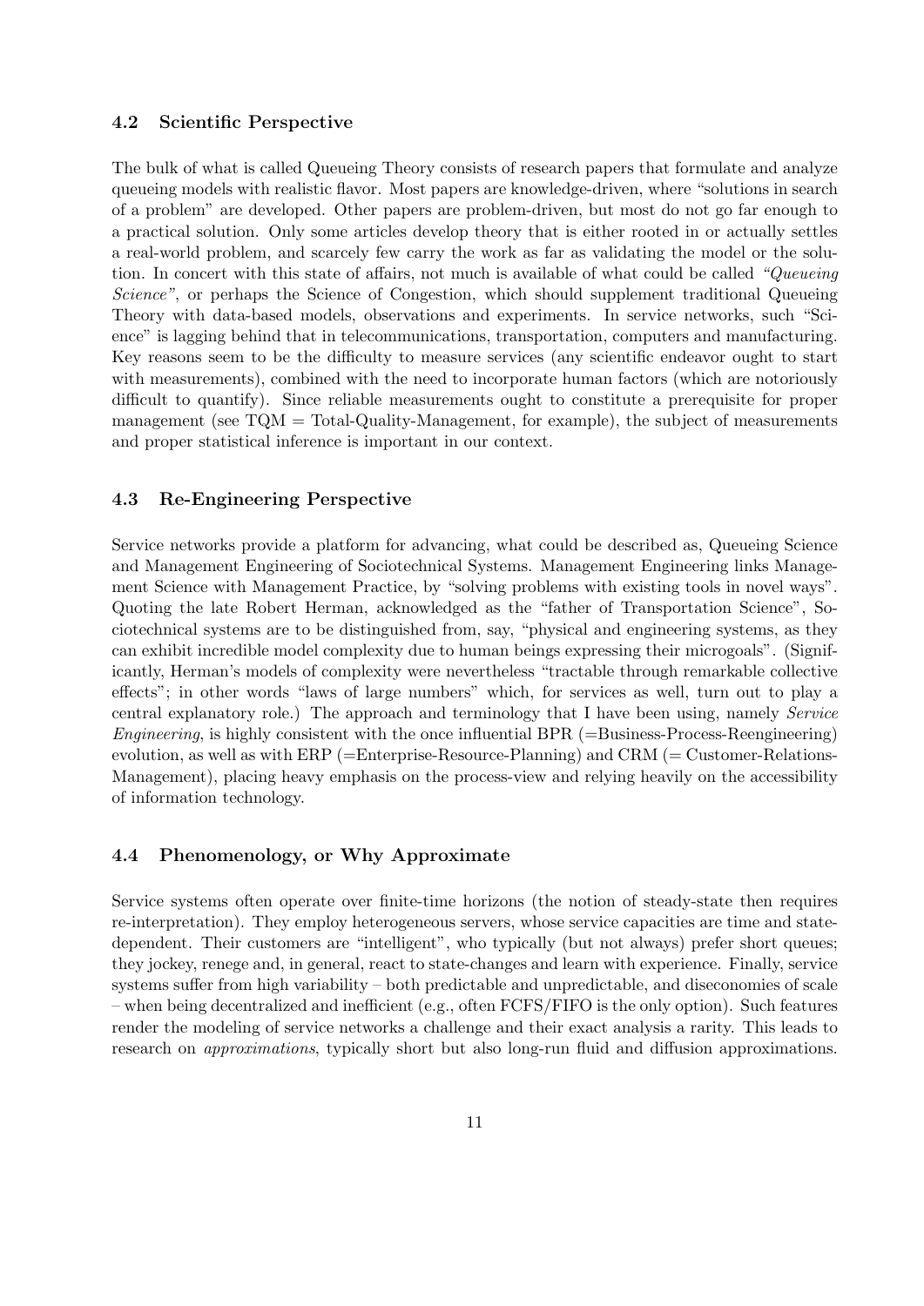### 4.2 Scientific Perspective

The bulk of what is called Queueing Theory consists of research papers that formulate and analyze queueing models with realistic flavor. Most papers are knowledge-driven, where "solutions in search of a problem" are developed. Other papers are problem-driven, but most do not go far enough to a practical solution. Only some articles develop theory that is either rooted in or actually settles a real-world problem, and scarcely few carry the work as far as validating the model or the solution. In concert with this state of affairs, not much is available of what could be called *"Queueing Science"*, or perhaps the Science of Congestion, which should supplement traditional Queueing Theory with data-based models, observations and experiments. In service networks, such "Science" is lagging behind that in telecommunications, transportation, computers and manufacturing. Key reasons seem to be the difficulty to measure services (any scientific endeavor ought to start with measurements), combined with the need to incorporate human factors (which are notoriously difficult to quantify). Since reliable measurements ought to constitute a prerequisite for proper management (see TQM = Total-Quality-Management, for example), the subject of measurements and proper statistical inference is important in our context.

### 4.3 Re-Engineering Perspective

Service networks provide a platform for advancing, what could be described as, Queueing Science and Management Engineering of Sociotechnical Systems. Management Engineering links Management Science with Management Practice, by "solving problems with existing tools in novel ways". Quoting the late Robert Herman, acknowledged as the "father of Transportation Science", Sociotechnical systems are to be distinguished from, say, "physical and engineering systems, as they can exhibit incredible model complexity due to human beings expressing their microgoals". (Significantly, Herman's models of complexity were nevertheless "tractable through remarkable collective effects"; in other words "laws of large numbers" which, for services as well, turn out to play a central explanatory role.) The approach and terminology that I have been using, namely *Service Engineering*, is highly consistent with the once influential BPR (=Business-Process-Reengineering) evolution, as well as with ERP (=Enterprise-Resource-Planning) and CRM (= Customer-Relations-Management), placing heavy emphasis on the process-view and relying heavily on the accessibility of information technology.

### 4.4 Phenomenology, or Why Approximate

Service systems often operate over finite-time horizons (the notion of steady-state then requires re-interpretation). They employ heterogeneous servers, whose service capacities are time and state-dependent. Their customers are "intelligent", who typically (but not always) prefer short queues; they jockey, renege and, in general, react to state-changes and learn with experience. Finally, service systems suffer from high variability – both predictable and unpredictable, and diseconomies of scale – when being decentralized and inefficient (e.g., often FCFS/FIFO is the only option). Such features render the modeling of service networks a challenge and their exact analysis a rarity. This leads to research on *approximations*, typically short but also long-run fluid and diffusion approximations.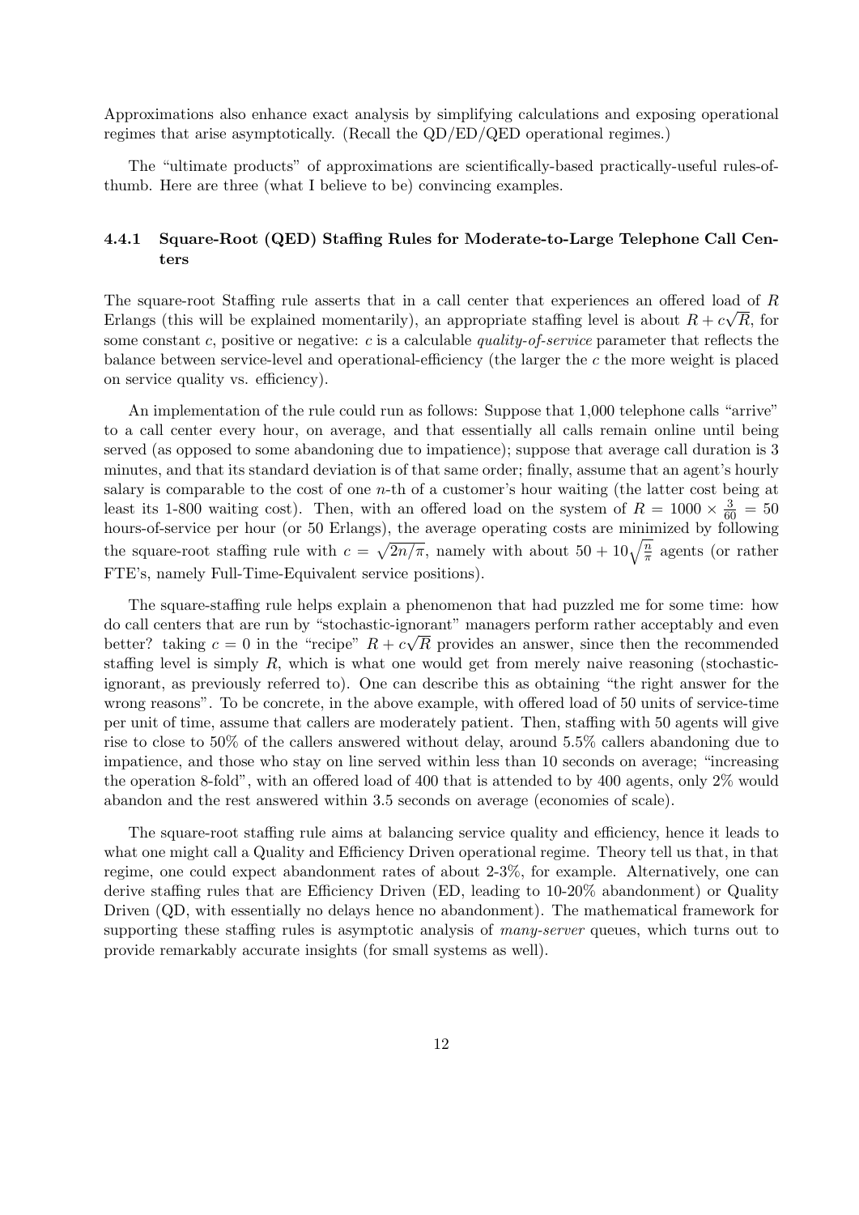Approximations also enhance exact analysis by simplifying calculations and exposing operational regimes that arise asymptotically. (Recall the QD/ED/QED operational regimes.)

The "ultimate products" of approximations are scientifically-based practically-useful rules-of-thumb. Here are three (what I believe to be) convincing examples.

### 4.4.1 Square-Root (QED) Staffing Rules for Moderate-to-Large Telephone Call Centers

The square-root Staffing rule asserts that in a call center that experiences an offered load of $R$ Erlangs (this will be explained momentarily), an appropriate staffing level is about $R + c\sqrt{R}$, for some constant $c$, positive or negative: $c$ is a calculable *quality-of-service* parameter that reflects the balance between service-level and operational-efficiency (the larger the $c$ the more weight is placed on service quality vs. efficiency).

An implementation of the rule could run as follows: Suppose that 1,000 telephone calls "arrive" to a call center every hour, on average, and that essentially all calls remain online until being served (as opposed to some abandoning due to impatience); suppose that average call duration is 3 minutes, and that its standard deviation is of that same order; finally, assume that an agent's hourly salary is comparable to the cost of one $n$-th of a customer's hour waiting (the latter cost being at least its 1-800 waiting cost). Then, with an offered load on the system of $R = 1000 \times \frac{3}{60} = 50$ hours-of-service per hour (or 50 Erlangs), the average operating costs are minimized by following the square-root staffing rule with $c = \sqrt{2n/\pi}$, namely with about $50 + 10\sqrt{\frac{n}{\pi}}$ agents (or rather FTE's, namely Full-Time-Equivalent service positions).

The square-staffing rule helps explain a phenomenon that had puzzled me for some time: how do call centers that are run by "stochastic-ignorant" managers perform rather acceptably and even better? taking $c = 0$ in the "recipe" $R + c\sqrt{R}$ provides an answer, since then the recommended staffing level is simply $R$, which is what one would get from merely naive reasoning (stochastic-ignorant, as previously referred to). One can describe this as obtaining "the right answer for the wrong reasons". To be concrete, in the above example, with offered load of 50 units of service-time per unit of time, assume that callers are moderately patient. Then, staffing with 50 agents will give rise to close to 50% of the callers answered without delay, around 5.5% callers abandoning due to impatience, and those who stay on line served within less than 10 seconds on average; "increasing the operation 8-fold", with an offered load of 400 that is attended to by 400 agents, only 2% would abandon and the rest answered within 3.5 seconds on average (economies of scale).

The square-root staffing rule aims at balancing service quality and efficiency, hence it leads to what one might call a Quality and Efficiency Driven operational regime. Theory tell us that, in that regime, one could expect abandonment rates of about 2-3%, for example. Alternatively, one can derive staffing rules that are Efficiency Driven (ED, leading to 10-20% abandonment) or Quality Driven (QD, with essentially no delays hence no abandonment). The mathematical framework for supporting these staffing rules is asymptotic analysis of *many-server* queues, which turns out to provide remarkably accurate insights (for small systems as well).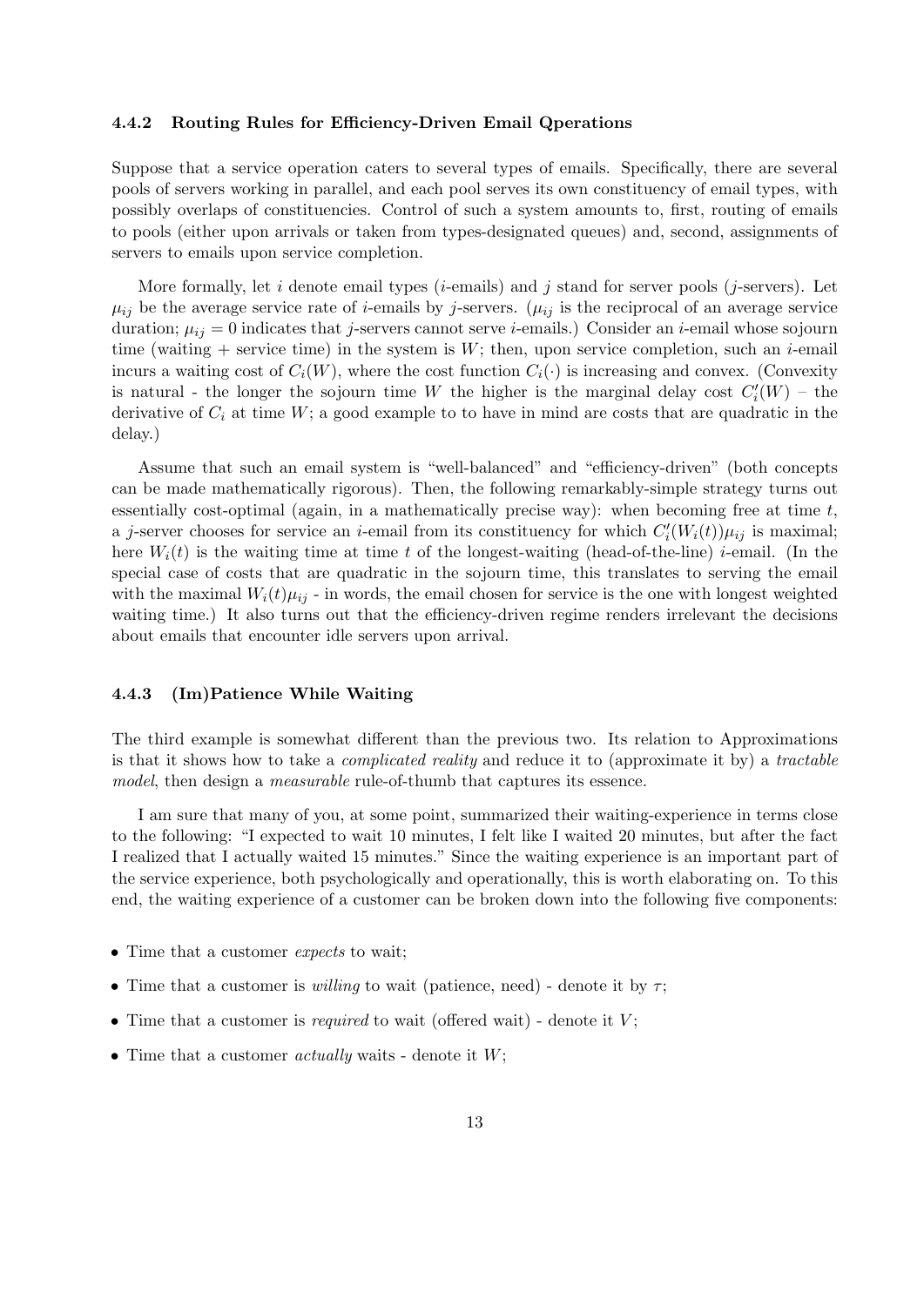### 4.4.2 Routing Rules for Efficiency-Driven Email Qperations

Suppose that a service operation caters to several types of emails. Specifically, there are several pools of servers working in parallel, and each pool serves its own constituency of email types, with possibly overlaps of constituencies. Control of such a system amounts to, first, routing of emails to pools (either upon arrivals or taken from types-designated queues) and, second, assignments of servers to emails upon service completion.

More formally, let $i$ denote email types ($i$-emails) and $j$ stand for server pools ($j$-servers). Let $\mu_{ij}$ be the average service rate of $i$-emails by $j$-servers. ($\mu_{ij}$ is the reciprocal of an average service duration; $\mu_{ij} = 0$ indicates that $j$-servers cannot serve $i$-emails.) Consider an $i$-email whose sojourn time (waiting + service time) in the system is $W$; then, upon service completion, such an $i$-email incurs a waiting cost of $C_i(W)$, where the cost function $C_i(\cdot)$ is increasing and convex. (Convexity is natural - the longer the sojourn time $W$ the higher is the marginal delay cost $C_i'(W)$ – the derivative of $C_i$ at time $W$; a good example to to have in mind are costs that are quadratic in the delay.)

Assume that such an email system is "well-balanced" and "efficiency-driven" (both concepts can be made mathematically rigorous). Then, the following remarkably-simple strategy turns out essentially cost-optimal (again, in a mathematically precise way): when becoming free at time $t$, a $j$-server chooses for service an $i$-email from its constituency for which $C_i'(W_i(t))\mu_{ij}$ is maximal; here $W_i(t)$ is the waiting time at time $t$ of the longest-waiting (head-of-the-line) $i$-email. (In the special case of costs that are quadratic in the sojourn time, this translates to serving the email with the maximal $W_i(t)\mu_{ij}$ - in words, the email chosen for service is the one with longest weighted waiting time.) It also turns out that the efficiency-driven regime renders irrelevant the decisions about emails that encounter idle servers upon arrival.

### 4.4.3 (Im)Patience While Waiting

The third example is somewhat different than the previous two. Its relation to Approximations is that it shows how to take a *complicated reality* and reduce it to (approximate it by) a *tractable model*, then design a *measurable* rule-of-thumb that captures its essence.

I am sure that many of you, at some point, summarized their waiting-experience in terms close to the following: "I expected to wait 10 minutes, I felt like I waited 20 minutes, but after the fact I realized that I actually waited 15 minutes." Since the waiting experience is an important part of the service experience, both psychologically and operationally, this is worth elaborating on. To this end, the waiting experience of a customer can be broken down into the following five components:

- Time that a customer *expects* to wait;
- Time that a customer is *willing* to wait (patience, need) - denote it by $\tau$;
- Time that a customer is *required* to wait (offered wait) - denote it $V$;
- Time that a customer *actually* waits - denote it $W$;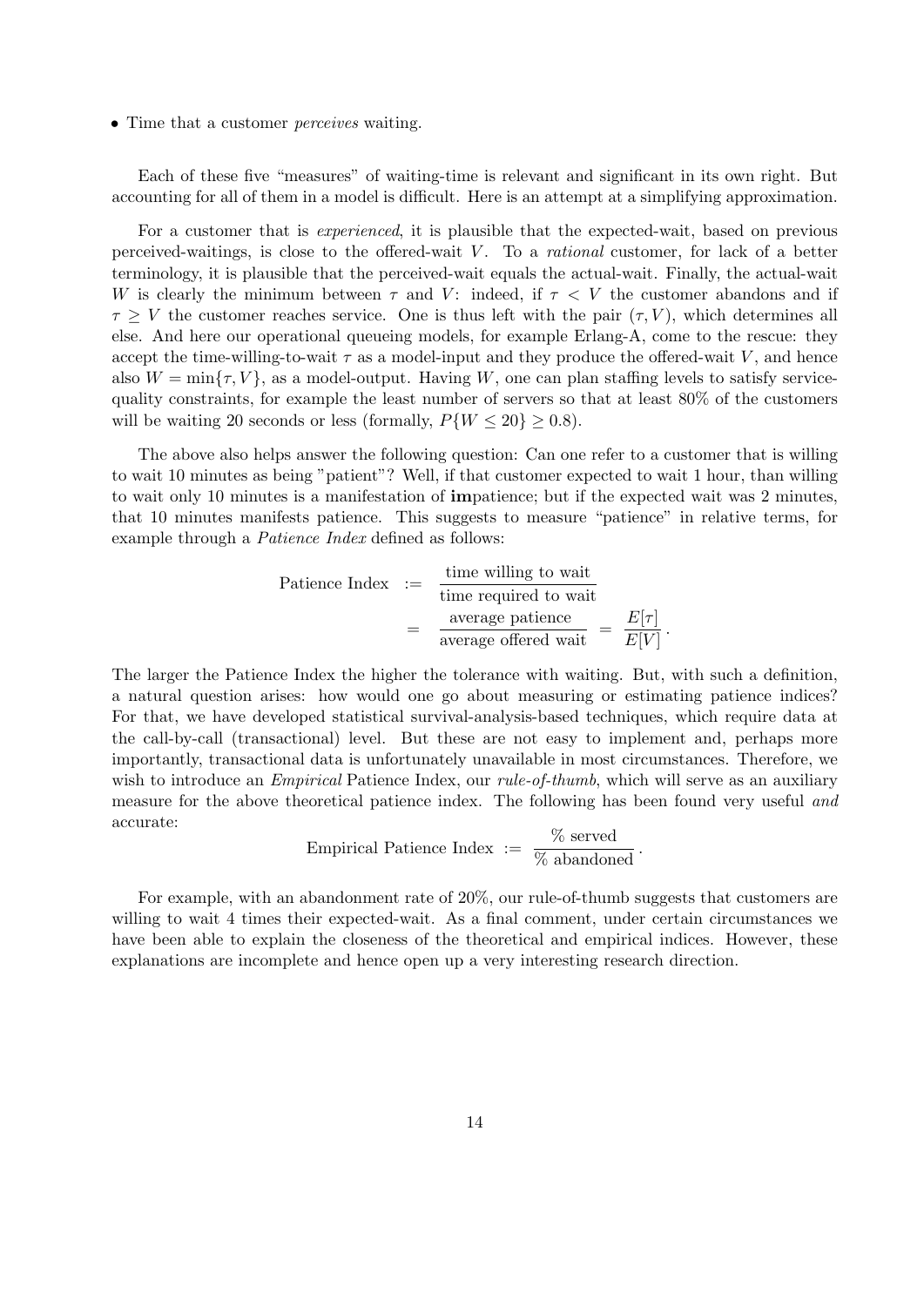- Time that a customer *perceives* waiting.

Each of these five "measures" of waiting-time is relevant and significant in its own right. But accounting for all of them in a model is difficult. Here is an attempt at a simplifying approximation.

For a customer that is *experienced*, it is plausible that the expected-wait, based on previous perceived-waitings, is close to the offered-wait $V$. To a *rational* customer, for lack of a better terminology, it is plausible that the perceived-wait equals the actual-wait. Finally, the actual-wait $W$ is clearly the minimum between $\tau$ and $V$: indeed, if $\tau < V$ the customer abandons and if $\tau \geq V$ the customer reaches service. One is thus left with the pair $(\tau, V)$, which determines all else. And here our operational queueing models, for example Erlang-A, come to the rescue: they accept the time-willing-to-wait $\tau$ as a model-input and they produce the offered-wait $V$, and hence also $W = \min\{\tau, V\}$, as a model-output. Having $W$, one can plan staffing levels to satisfy service-quality constraints, for example the least number of servers so that at least 80% of the customers will be waiting 20 seconds or less (formally, $P\{W \leq 20\} \geq 0.8$).

The above also helps answer the following question: Can one refer to a customer that is willing to wait 10 minutes as being "patient"? Well, if that customer expected to wait 1 hour, than willing to wait only 10 minutes is a manifestation of **im**patience; but if the expected wait was 2 minutes, that 10 minutes manifests patience. This suggests to measure "patience" in relative terms, for example through a *Patience Index* defined as follows:

$$
\begin{aligned}
\text{Patience Index} &:= \frac{\text{time willing to wait}}{\text{time required to wait}} \\
&= \frac{\text{average patience}}{\text{average offered wait}} = \frac{E[\tau]}{E[V]}.
\end{aligned}
$$

The larger the Patience Index the higher the tolerance with waiting. But, with such a definition, a natural question arises: how would one go about measuring or estimating patience indices? For that, we have developed statistical survival-analysis-based techniques, which require data at the call-by-call (transactional) level. But these are not easy to implement and, perhaps more importantly, transactional data is unfortunately unavailable in most circumstances. Therefore, we wish to introduce an *Empirical* Patience Index, our *rule-of-thumb*, which will serve as an auxiliary measure for the above theoretical patience index. The following has been found very useful *and* accurate:

$$
\text{Empirical Patience Index} := \frac{\%\text{ served}}{\%\text{ abandoned}}.
$$

For example, with an abandonment rate of 20%, our rule-of-thumb suggests that customers are willing to wait 4 times their expected-wait. As a final comment, under certain circumstances we have been able to explain the closeness of the theoretical and empirical indices. However, these explanations are incomplete and hence open up a very interesting research direction.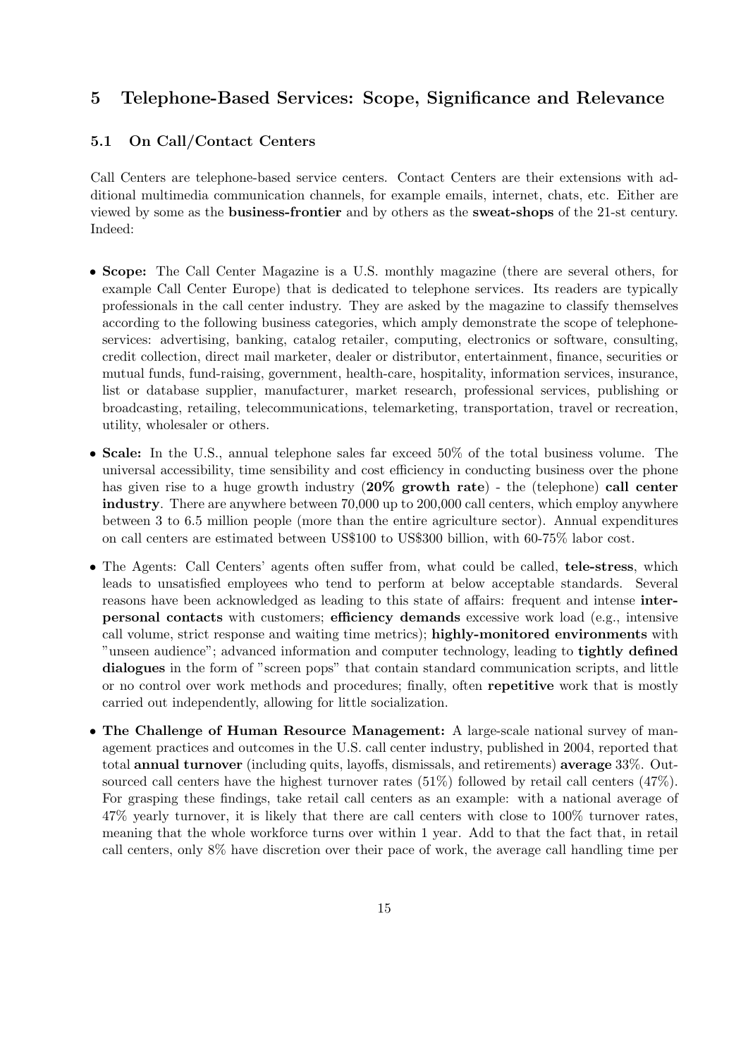## 5 Telephone-Based Services: Scope, Significance and Relevance

### 5.1 On Call/Contact Centers

Call Centers are telephone-based service centers. Contact Centers are their extensions with additional multimedia communication channels, for example emails, internet, chats, etc. Either are viewed by some as the **business-frontier** and by others as the **sweat-shops** of the 21-st century. Indeed:

- **Scope:** The Call Center Magazine is a U.S. monthly magazine (there are several others, for example Call Center Europe) that is dedicated to telephone services. Its readers are typically professionals in the call center industry. They are asked by the magazine to classify themselves according to the following business categories, which amply demonstrate the scope of telephone-services: advertising, banking, catalog retailer, computing, electronics or software, consulting, credit collection, direct mail marketer, dealer or distributor, entertainment, finance, securities or mutual funds, fund-raising, government, health-care, hospitality, information services, insurance, list or database supplier, manufacturer, market research, professional services, publishing or broadcasting, retailing, telecommunications, telemarketing, transportation, travel or recreation, utility, wholesaler or others.
- **Scale:** In the U.S., annual telephone sales far exceed 50% of the total business volume. The universal accessibility, time sensibility and cost efficiency in conducting business over the phone has given rise to a huge growth industry (**20% growth rate**) - the (telephone) **call center industry**. There are anywhere between 70,000 up to 200,000 call centers, which employ anywhere between 3 to 6.5 million people (more than the entire agriculture sector). Annual expenditures on call centers are estimated between US$100 to US$300 billion, with 60-75% labor cost.
- The Agents: Call Centers' agents often suffer from, what could be called, **tele-stress**, which leads to unsatisfied employees who tend to perform at below acceptable standards. Several reasons have been acknowledged as leading to this state of affairs: frequent and intense **inter-personal contacts** with customers; **efficiency demands** excessive work load (e.g., intensive call volume, strict response and waiting time metrics); **highly-monitored environments** with "unseen audience"; advanced information and computer technology, leading to **tightly defined dialogues** in the form of "screen pops" that contain standard communication scripts, and little or no control over work methods and procedures; finally, often **repetitive** work that is mostly carried out independently, allowing for little socialization.
- **The Challenge of Human Resource Management:** A large-scale national survey of management practices and outcomes in the U.S. call center industry, published in 2004, reported that total **annual turnover** (including quits, layoffs, dismissals, and retirements) **average** 33%. Outsourced call centers have the highest turnover rates (51%) followed by retail call centers (47%). For grasping these findings, take retail call centers as an example: with a national average of 47% yearly turnover, it is likely that there are call centers with close to 100% turnover rates, meaning that the whole workforce turns over within 1 year. Add to that the fact that, in retail call centers, only 8% have discretion over their pace of work, the average call handling time per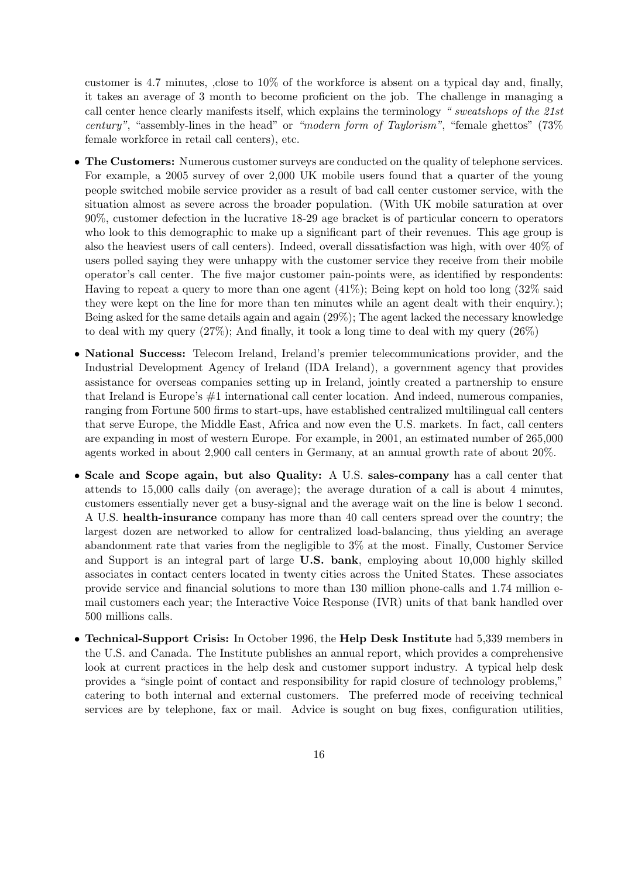customer is 4.7 minutes, ,close to 10% of the workforce is absent on a typical day and, finally, it takes an average of 3 month to become proficient on the job. The challenge in managing a call center hence clearly manifests itself, which explains the terminology *" sweatshops of the 21st century"*, "assembly-lines in the head" or *"modern form of Taylorism"*, "female ghettos" (73% female workforce in retail call centers), etc.

- **The Customers:** Numerous customer surveys are conducted on the quality of telephone services. For example, a 2005 survey of over 2,000 UK mobile users found that a quarter of the young people switched mobile service provider as a result of bad call center customer service, with the situation almost as severe across the broader population. (With UK mobile saturation at over 90%, customer defection in the lucrative 18-29 age bracket is of particular concern to operators who look to this demographic to make up a significant part of their revenues. This age group is also the heaviest users of call centers). Indeed, overall dissatisfaction was high, with over 40% of users polled saying they were unhappy with the customer service they receive from their mobile operator's call center. The five major customer pain-points were, as identified by respondents: Having to repeat a query to more than one agent (41%); Being kept on hold too long (32% said they were kept on the line for more than ten minutes while an agent dealt with their enquiry.); Being asked for the same details again and again (29%); The agent lacked the necessary knowledge to deal with my query (27%); And finally, it took a long time to deal with my query (26%)

- **National Success:** Telecom Ireland, Ireland's premier telecommunications provider, and the Industrial Development Agency of Ireland (IDA Ireland), a government agency that provides assistance for overseas companies setting up in Ireland, jointly created a partnership to ensure that Ireland is Europe's #1 international call center location. And indeed, numerous companies, ranging from Fortune 500 firms to start-ups, have established centralized multilingual call centers that serve Europe, the Middle East, Africa and now even the U.S. markets. In fact, call centers are expanding in most of western Europe. For example, in 2001, an estimated number of 265,000 agents worked in about 2,900 call centers in Germany, at an annual growth rate of about 20%.

- **Scale and Scope again, but also Quality:** A U.S. **sales-company** has a call center that attends to 15,000 calls daily (on average); the average duration of a call is about 4 minutes, customers essentially never get a busy-signal and the average wait on the line is below 1 second. A U.S. **health-insurance** company has more than 40 call centers spread over the country; the largest dozen are networked to allow for centralized load-balancing, thus yielding an average abandonment rate that varies from the negligible to 3% at the most. Finally, Customer Service and Support is an integral part of large **U.S. bank**, employing about 10,000 highly skilled associates in contact centers located in twenty cities across the United States. These associates provide service and financial solutions to more than 130 million phone-calls and 1.74 million e-mail customers each year; the Interactive Voice Response (IVR) units of that bank handled over 500 millions calls.

- **Technical-Support Crisis:** In October 1996, the **Help Desk Institute** had 5,339 members in the U.S. and Canada. The Institute publishes an annual report, which provides a comprehensive look at current practices in the help desk and customer support industry. A typical help desk provides a "single point of contact and responsibility for rapid closure of technology problems," catering to both internal and external customers. The preferred mode of receiving technical services are by telephone, fax or mail. Advice is sought on bug fixes, configuration utilities,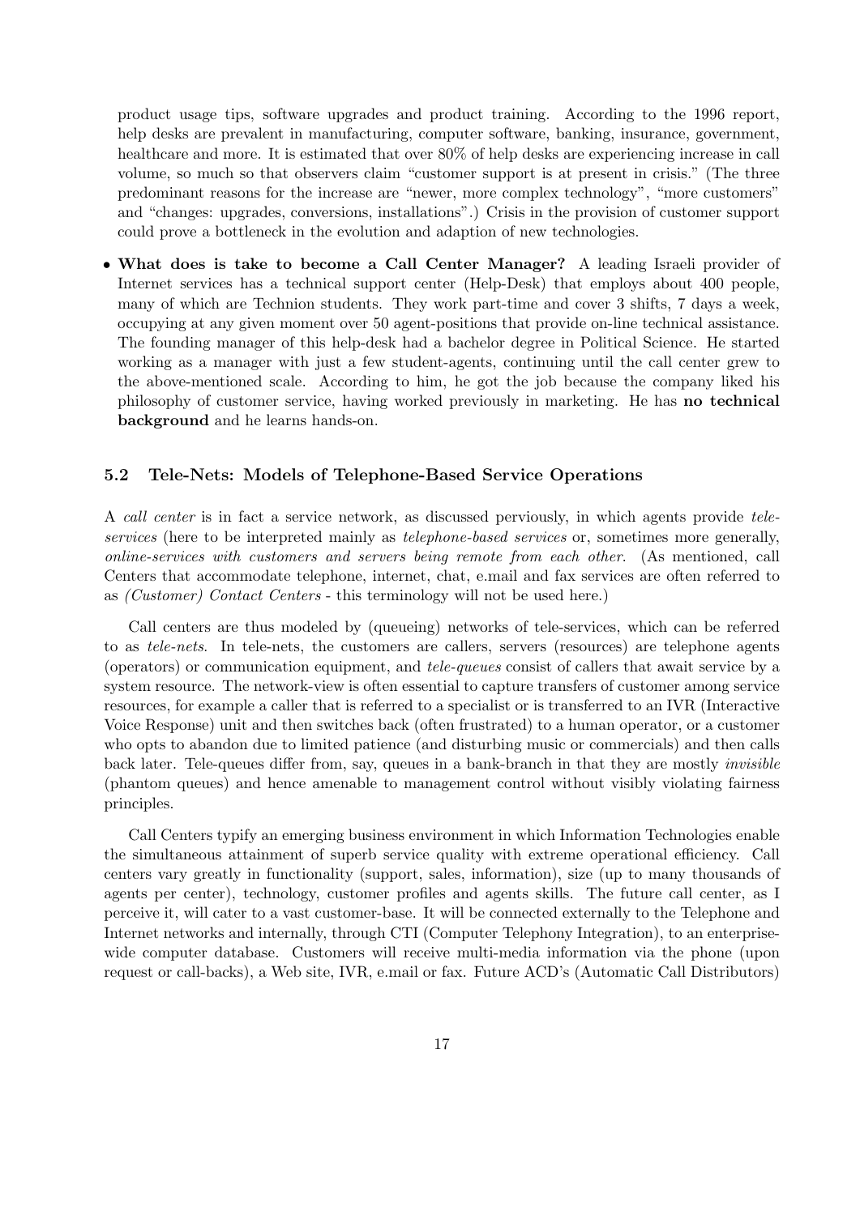product usage tips, software upgrades and product training. According to the 1996 report, help desks are prevalent in manufacturing, computer software, banking, insurance, government, healthcare and more. It is estimated that over 80% of help desks are experiencing increase in call volume, so much so that observers claim "customer support is at present in crisis." (The three predominant reasons for the increase are "newer, more complex technology", "more customers" and "changes: upgrades, conversions, installations".) Crisis in the provision of customer support could prove a bottleneck in the evolution and adaption of new technologies.

- **What does is take to become a Call Center Manager?** A leading Israeli provider of Internet services has a technical support center (Help-Desk) that employs about 400 people, many of which are Technion students. They work part-time and cover 3 shifts, 7 days a week, occupying at any given moment over 50 agent-positions that provide on-line technical assistance. The founding manager of this help-desk had a bachelor degree in Political Science. He started working as a manager with just a few student-agents, continuing until the call center grew to the above-mentioned scale. According to him, he got the job because the company liked his philosophy of customer service, having worked previously in marketing. He has **no technical background** and he learns hands-on.

### 5.2 Tele-Nets: Models of Telephone-Based Service Operations

A *call center* is in fact a service network, as discussed perviously, in which agents provide *tele-services* (here to be interpreted mainly as *telephone-based services* or, sometimes more generally, *online-services with customers and servers being remote from each other*. (As mentioned, call Centers that accommodate telephone, internet, chat, e.mail and fax services are often referred to as *(Customer) Contact Centers* - this terminology will not be used here.)

Call centers are thus modeled by (queueing) networks of tele-services, which can be referred to as *tele-nets*. In tele-nets, the customers are callers, servers (resources) are telephone agents (operators) or communication equipment, and *tele-queues* consist of callers that await service by a system resource. The network-view is often essential to capture transfers of customer among service resources, for example a caller that is referred to a specialist or is transferred to an IVR (Interactive Voice Response) unit and then switches back (often frustrated) to a human operator, or a customer who opts to abandon due to limited patience (and disturbing music or commercials) and then calls back later. Tele-queues differ from, say, queues in a bank-branch in that they are mostly *invisible* (phantom queues) and hence amenable to management control without visibly violating fairness principles.

Call Centers typify an emerging business environment in which Information Technologies enable the simultaneous attainment of superb service quality with extreme operational efficiency. Call centers vary greatly in functionality (support, sales, information), size (up to many thousands of agents per center), technology, customer profiles and agents skills. The future call center, as I perceive it, will cater to a vast customer-base. It will be connected externally to the Telephone and Internet networks and internally, through CTI (Computer Telephony Integration), to an enterprise-wide computer database. Customers will receive multi-media information via the phone (upon request or call-backs), a Web site, IVR, e.mail or fax. Future ACD's (Automatic Call Distributors)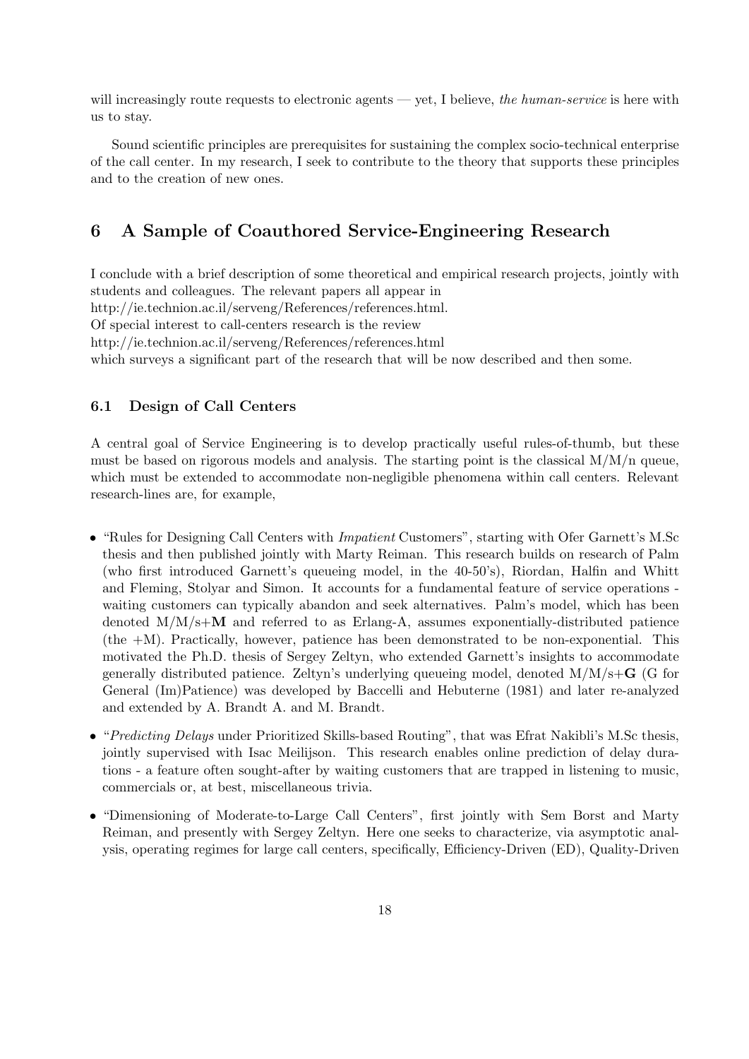will increasingly route requests to electronic agents — yet, I believe, *the human-service* is here with us to stay.

Sound scientific principles are prerequisites for sustaining the complex socio-technical enterprise of the call center. In my research, I seek to contribute to the theory that supports these principles and to the creation of new ones.

## 6 A Sample of Coauthored Service-Engineering Research

I conclude with a brief description of some theoretical and empirical research projects, jointly with students and colleagues. The relevant papers all appear in
http://ie.technion.ac.il/serveng/References/references.html.
Of special interest to call-centers research is the review
http://ie.technion.ac.il/serveng/References/references.html
which surveys a significant part of the research that will be now described and then some.

### 6.1 Design of Call Centers

A central goal of Service Engineering is to develop practically useful rules-of-thumb, but these must be based on rigorous models and analysis. The starting point is the classical M/M/n queue, which must be extended to accommodate non-negligible phenomena within call centers. Relevant research-lines are, for example,

- "Rules for Designing Call Centers with *Impatient* Customers", starting with Ofer Garnett's M.Sc thesis and then published jointly with Marty Reiman. This research builds on research of Palm (who first introduced Garnett's queueing model, in the 40-50's), Riordan, Halfin and Whitt and Fleming, Stolyar and Simon. It accounts for a fundamental feature of service operations - waiting customers can typically abandon and seek alternatives. Palm's model, which has been denoted M/M/s+**M** and referred to as Erlang-A, assumes exponentially-distributed patience (the +M). Practically, however, patience has been demonstrated to be non-exponential. This motivated the Ph.D. thesis of Sergey Zeltyn, who extended Garnett's insights to accommodate generally distributed patience. Zeltyn's underlying queueing model, denoted M/M/s+**G** (G for General (Im)Patience) was developed by Baccelli and Hebuterne (1981) and later re-analyzed and extended by A. Brandt A. and M. Brandt.
- "*Predicting Delays* under Prioritized Skills-based Routing", that was Efrat Nakibli's M.Sc thesis, jointly supervised with Isac Meilijson. This research enables online prediction of delay durations - a feature often sought-after by waiting customers that are trapped in listening to music, commercials or, at best, miscellaneous trivia.
- "Dimensioning of Moderate-to-Large Call Centers", first jointly with Sem Borst and Marty Reiman, and presently with Sergey Zeltyn. Here one seeks to characterize, via asymptotic analysis, operating regimes for large call centers, specifically, Efficiency-Driven (ED), Quality-Driven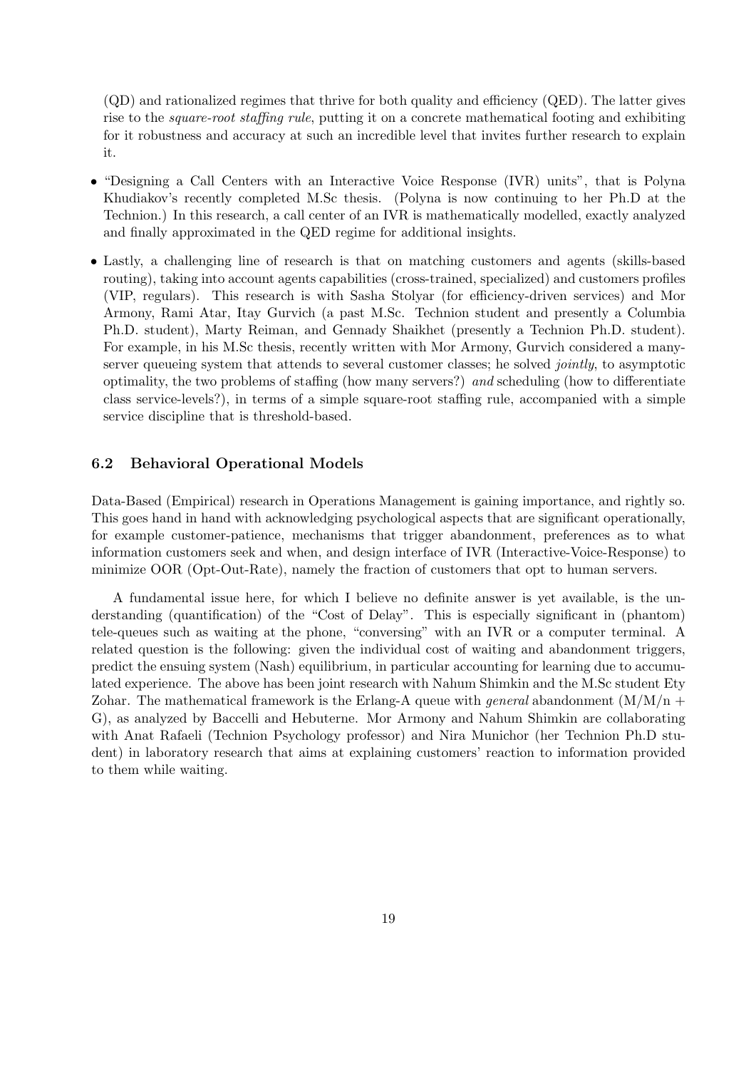(QD) and rationalized regimes that thrive for both quality and efficiency (QED). The latter gives rise to the *square-root staffing rule*, putting it on a concrete mathematical footing and exhibiting for it robustness and accuracy at such an incredible level that invites further research to explain it.

- "Designing a Call Centers with an Interactive Voice Response (IVR) units", that is Polyna Khudiakov's recently completed M.Sc thesis. (Polyna is now continuing to her Ph.D at the Technion.) In this research, a call center of an IVR is mathematically modelled, exactly analyzed and finally approximated in the QED regime for additional insights.
- Lastly, a challenging line of research is that on matching customers and agents (skills-based routing), taking into account agents capabilities (cross-trained, specialized) and customers profiles (VIP, regulars). This research is with Sasha Stolyar (for efficiency-driven services) and Mor Armony, Rami Atar, Itay Gurvich (a past M.Sc. Technion student and presently a Columbia Ph.D. student), Marty Reiman, and Gennady Shaikhet (presently a Technion Ph.D. student). For example, in his M.Sc thesis, recently written with Mor Armony, Gurvich considered a many-server queueing system that attends to several customer classes; he solved *jointly*, to asymptotic optimality, the two problems of staffing (how many servers?) *and* scheduling (how to differentiate class service-levels?), in terms of a simple square-root staffing rule, accompanied with a simple service discipline that is threshold-based.

### 6.2 Behavioral Operational Models

Data-Based (Empirical) research in Operations Management is gaining importance, and rightly so. This goes hand in hand with acknowledging psychological aspects that are significant operationally, for example customer-patience, mechanisms that trigger abandonment, preferences as to what information customers seek and when, and design interface of IVR (Interactive-Voice-Response) to minimize OOR (Opt-Out-Rate), namely the fraction of customers that opt to human servers.

A fundamental issue here, for which I believe no definite answer is yet available, is the understanding (quantification) of the "Cost of Delay". This is especially significant in (phantom) tele-queues such as waiting at the phone, "conversing" with an IVR or a computer terminal. A related question is the following: given the individual cost of waiting and abandonment triggers, predict the ensuing system (Nash) equilibrium, in particular accounting for learning due to accumulated experience. The above has been joint research with Nahum Shimkin and the M.Sc student Ety Zohar. The mathematical framework is the Erlang-A queue with *general* abandonment ($M/M/n + G$), as analyzed by Baccelli and Hebuterne. Mor Armony and Nahum Shimkin are collaborating with Anat Rafaeli (Technion Psychology professor) and Nira Munichor (her Technion Ph.D student) in laboratory research that aims at explaining customers' reaction to information provided to them while waiting.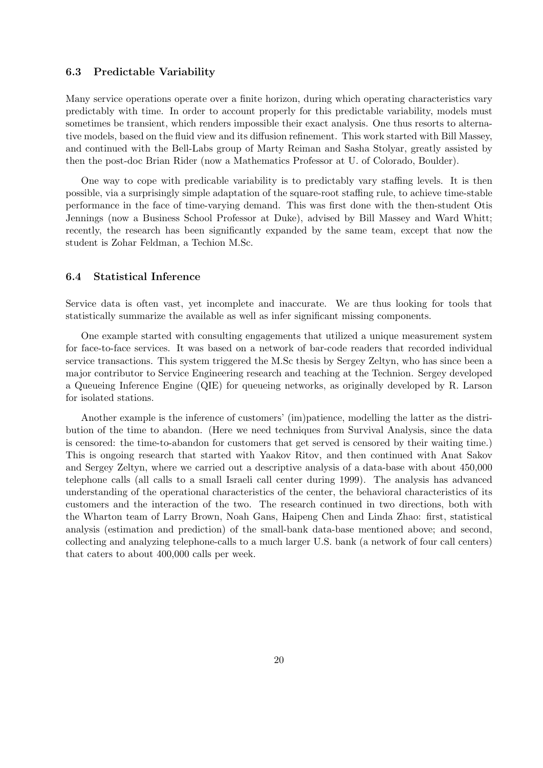### 6.3 Predictable Variability

Many service operations operate over a finite horizon, during which operating characteristics vary predictably with time. In order to account properly for this predictable variability, models must sometimes be transient, which renders impossible their exact analysis. One thus resorts to alternative models, based on the fluid view and its diffusion refinement. This work started with Bill Massey, and continued with the Bell-Labs group of Marty Reiman and Sasha Stolyar, greatly assisted by then the post-doc Brian Rider (now a Mathematics Professor at U. of Colorado, Boulder).

One way to cope with predicable variability is to predictably vary staffing levels. It is then possible, via a surprisingly simple adaptation of the square-root staffing rule, to achieve time-stable performance in the face of time-varying demand. This was first done with the then-student Otis Jennings (now a Business School Professor at Duke), advised by Bill Massey and Ward Whitt; recently, the research has been significantly expanded by the same team, except that now the student is Zohar Feldman, a Techion M.Sc.

### 6.4 Statistical Inference

Service data is often vast, yet incomplete and inaccurate. We are thus looking for tools that statistically summarize the available as well as infer significant missing components.

One example started with consulting engagements that utilized a unique measurement system for face-to-face services. It was based on a network of bar-code readers that recorded individual service transactions. This system triggered the M.Sc thesis by Sergey Zeltyn, who has since been a major contributor to Service Engineering research and teaching at the Technion. Sergey developed a Queueing Inference Engine (QIE) for queueing networks, as originally developed by R. Larson for isolated stations.

Another example is the inference of customers' (im)patience, modelling the latter as the distribution of the time to abandon. (Here we need techniques from Survival Analysis, since the data is censored: the time-to-abandon for customers that get served is censored by their waiting time.) This is ongoing research that started with Yaakov Ritov, and then continued with Anat Sakov and Sergey Zeltyn, where we carried out a descriptive analysis of a data-base with about 450,000 telephone calls (all calls to a small Israeli call center during 1999). The analysis has advanced understanding of the operational characteristics of the center, the behavioral characteristics of its customers and the interaction of the two. The research continued in two directions, both with the Wharton team of Larry Brown, Noah Gans, Haipeng Chen and Linda Zhao: first, statistical analysis (estimation and prediction) of the small-bank data-base mentioned above; and second, collecting and analyzing telephone-calls to a much larger U.S. bank (a network of four call centers) that caters to about 400,000 calls per week.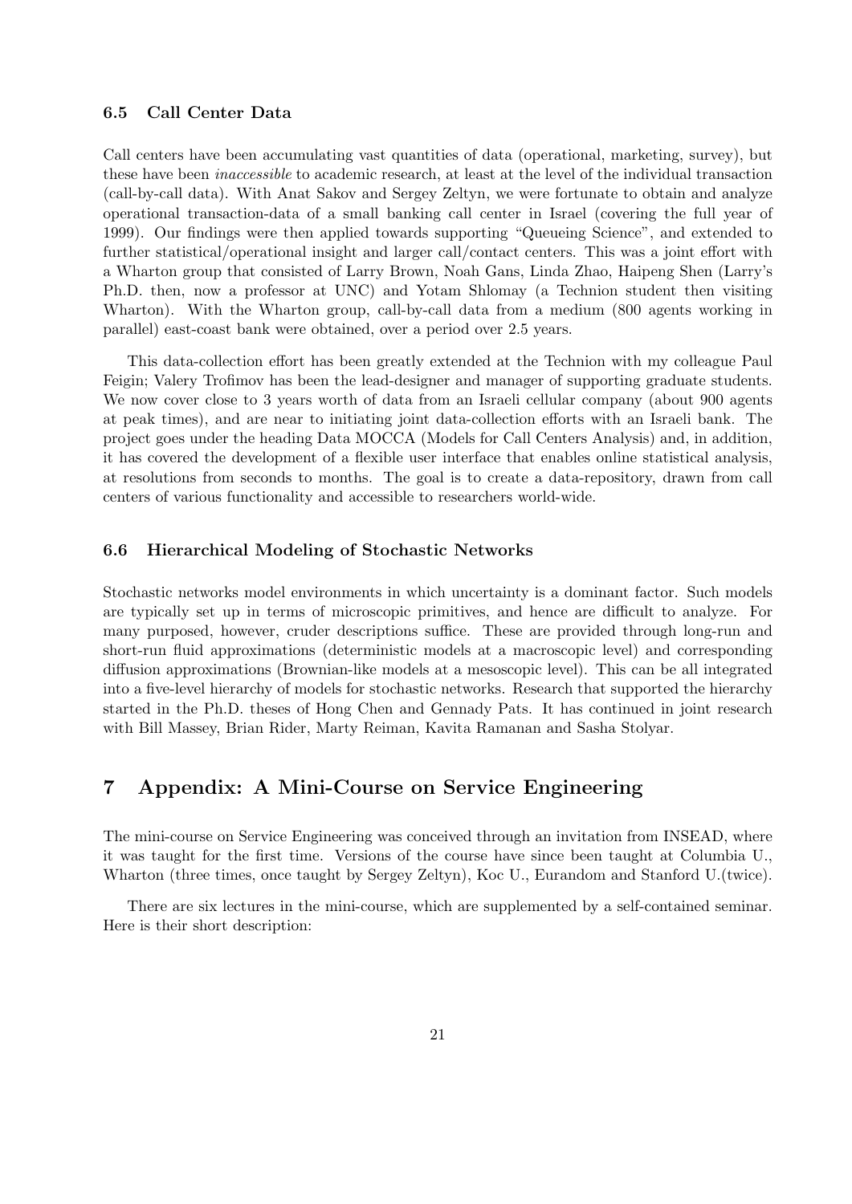### 6.5 Call Center Data

Call centers have been accumulating vast quantities of data (operational, marketing, survey), but these have been *inaccessible* to academic research, at least at the level of the individual transaction (call-by-call data). With Anat Sakov and Sergey Zeltyn, we were fortunate to obtain and analyze operational transaction-data of a small banking call center in Israel (covering the full year of 1999). Our findings were then applied towards supporting "Queueing Science", and extended to further statistical/operational insight and larger call/contact centers. This was a joint effort with a Wharton group that consisted of Larry Brown, Noah Gans, Linda Zhao, Haipeng Shen (Larry's Ph.D. then, now a professor at UNC) and Yotam Shlomay (a Technion student then visiting Wharton). With the Wharton group, call-by-call data from a medium (800 agents working in parallel) east-coast bank were obtained, over a period over 2.5 years.

This data-collection effort has been greatly extended at the Technion with my colleague Paul Feigin; Valery Trofimov has been the lead-designer and manager of supporting graduate students. We now cover close to 3 years worth of data from an Israeli cellular company (about 900 agents at peak times), and are near to initiating joint data-collection efforts with an Israeli bank. The project goes under the heading Data MOCCA (Models for Call Centers Analysis) and, in addition, it has covered the development of a flexible user interface that enables online statistical analysis, at resolutions from seconds to months. The goal is to create a data-repository, drawn from call centers of various functionality and accessible to researchers world-wide.

### 6.6 Hierarchical Modeling of Stochastic Networks

Stochastic networks model environments in which uncertainty is a dominant factor. Such models are typically set up in terms of microscopic primitives, and hence are difficult to analyze. For many purposed, however, cruder descriptions suffice. These are provided through long-run and short-run fluid approximations (deterministic models at a macroscopic level) and corresponding diffusion approximations (Brownian-like models at a mesoscopic level). This can be all integrated into a five-level hierarchy of models for stochastic networks. Research that supported the hierarchy started in the Ph.D. theses of Hong Chen and Gennady Pats. It has continued in joint research with Bill Massey, Brian Rider, Marty Reiman, Kavita Ramanan and Sasha Stolyar.

## 7 Appendix: A Mini-Course on Service Engineering

The mini-course on Service Engineering was conceived through an invitation from INSEAD, where it was taught for the first time. Versions of the course have since been taught at Columbia U., Wharton (three times, once taught by Sergey Zeltyn), Koc U., Eurandom and Stanford U.(twice).

There are six lectures in the mini-course, which are supplemented by a self-contained seminar. Here is their short description: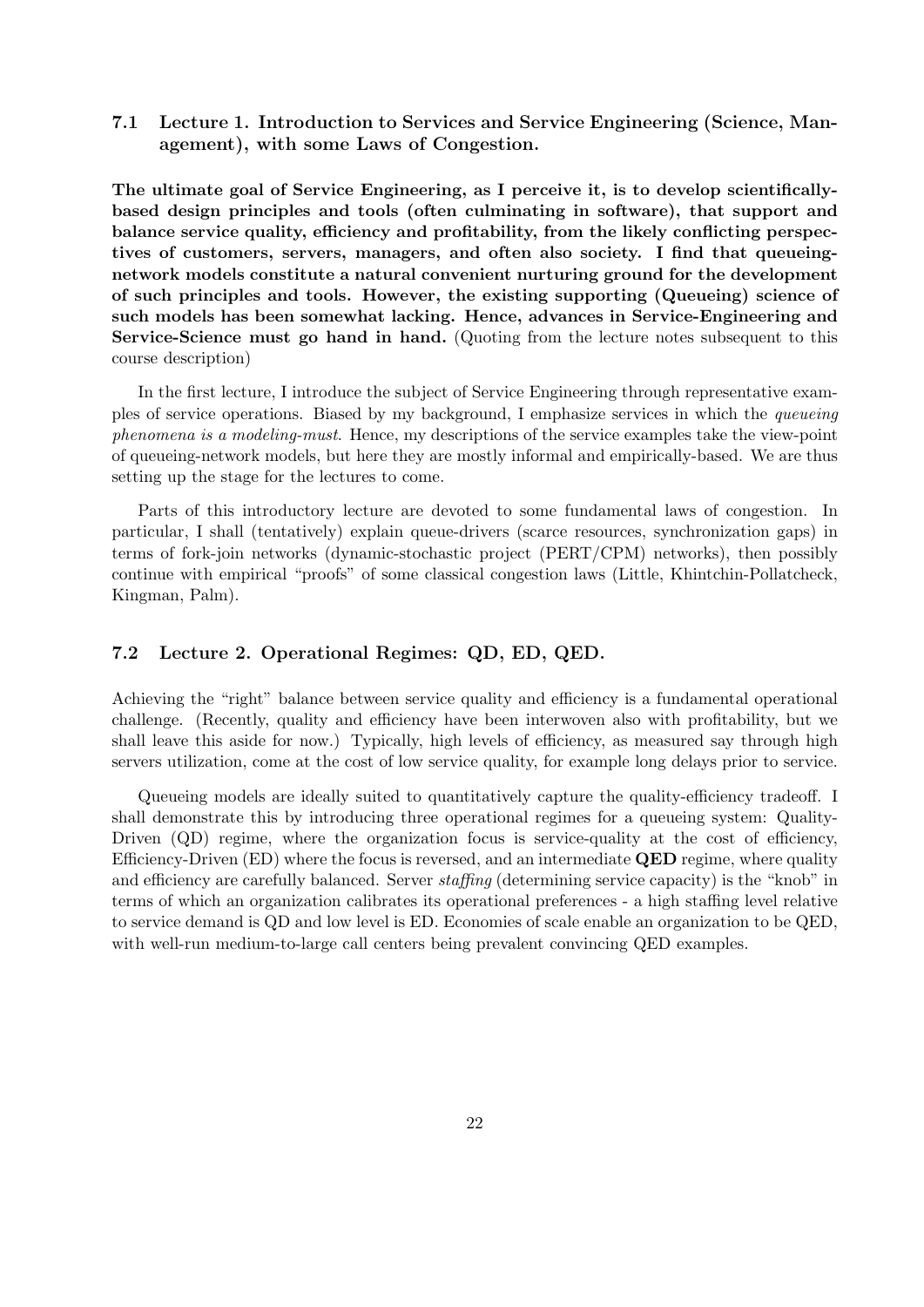### 7.1 Lecture 1. Introduction to Services and Service Engineering (Science, Management), with some Laws of Congestion.

**The ultimate goal of Service Engineering, as I perceive it, is to develop scientifically-based design principles and tools (often culminating in software), that support and balance service quality, efficiency and profitability, from the likely conflicting perspectives of customers, servers, managers, and often also society. I find that queueing-network models constitute a natural convenient nurturing ground for the development of such principles and tools. However, the existing supporting (Queueing) science of such models has been somewhat lacking. Hence, advances in Service-Engineering and Service-Science must go hand in hand.** (Quoting from the lecture notes subsequent to this course description)

In the first lecture, I introduce the subject of Service Engineering through representative examples of service operations. Biased by my background, I emphasize services in which the *queueing phenomena is a modeling-must*. Hence, my descriptions of the service examples take the view-point of queueing-network models, but here they are mostly informal and empirically-based. We are thus setting up the stage for the lectures to come.

Parts of this introductory lecture are devoted to some fundamental laws of congestion. In particular, I shall (tentatively) explain queue-drivers (scarce resources, synchronization gaps) in terms of fork-join networks (dynamic-stochastic project (PERT/CPM) networks), then possibly continue with empirical "proofs" of some classical congestion laws (Little, Khintchin-Pollatcheck, Kingman, Palm).

### 7.2 Lecture 2. Operational Regimes: QD, ED, QED.

Achieving the "right" balance between service quality and efficiency is a fundamental operational challenge. (Recently, quality and efficiency have been interwoven also with profitability, but we shall leave this aside for now.) Typically, high levels of efficiency, as measured say through high servers utilization, come at the cost of low service quality, for example long delays prior to service.

Queueing models are ideally suited to quantitatively capture the quality-efficiency tradeoff. I shall demonstrate this by introducing three operational regimes for a queueing system: Quality-Driven (QD) regime, where the organization focus is service-quality at the cost of efficiency, Efficiency-Driven (ED) where the focus is reversed, and an intermediate **QED** regime, where quality and efficiency are carefully balanced. Server *staffing* (determining service capacity) is the "knob" in terms of which an organization calibrates its operational preferences - a high staffing level relative to service demand is QD and low level is ED. Economies of scale enable an organization to be QED, with well-run medium-to-large call centers being prevalent convincing QED examples.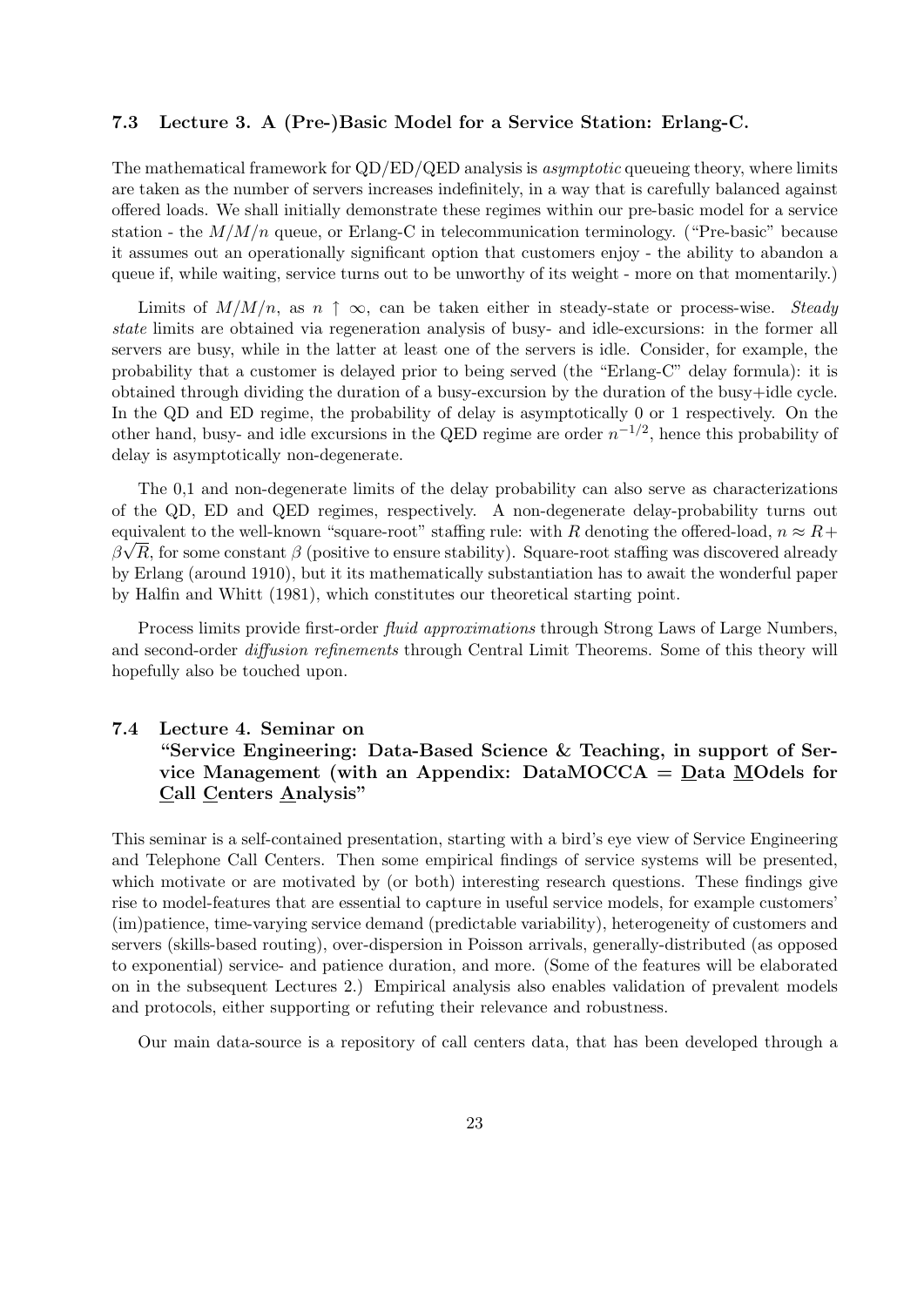### 7.3 Lecture 3. A (Pre-)Basic Model for a Service Station: Erlang-C.

The mathematical framework for QD/ED/QED analysis is *asymptotic* queueing theory, where limits are taken as the number of servers increases indefinitely, in a way that is carefully balanced against offered loads. We shall initially demonstrate these regimes within our pre-basic model for a service station - the $M/M/n$ queue, or Erlang-C in telecommunication terminology. ("Pre-basic" because it assumes out an operationally significant option that customers enjoy - the ability to abandon a queue if, while waiting, service turns out to be unworthy of its weight - more on that momentarily.)

Limits of $M/M/n$, as $n \uparrow \infty$, can be taken either in steady-state or process-wise. *Steady state* limits are obtained via regeneration analysis of busy- and idle-excursions: in the former all servers are busy, while in the latter at least one of the servers is idle. Consider, for example, the probability that a customer is delayed prior to being served (the "Erlang-C" delay formula): it is obtained through dividing the duration of a busy-excursion by the duration of the busy+idle cycle. In the QD and ED regime, the probability of delay is asymptotically 0 or 1 respectively. On the other hand, busy- and idle excursions in the QED regime are order $n^{-1/2}$, hence this probability of delay is asymptotically non-degenerate.

The 0,1 and non-degenerate limits of the delay probability can also serve as characterizations of the QD, ED and QED regimes, respectively. A non-degenerate delay-probability turns out equivalent to the well-known "square-root" staffing rule: with $R$ denoting the offered-load, $n \approx R + \beta\sqrt{R}$, for some constant $\beta$ (positive to ensure stability). Square-root staffing was discovered already by Erlang (around 1910), but it its mathematically substantiation has to await the wonderful paper by Halfin and Whitt (1981), which constitutes our theoretical starting point.

Process limits provide first-order *fluid approximations* through Strong Laws of Large Numbers, and second-order *diffusion refinements* through Central Limit Theorems. Some of this theory will hopefully also be touched upon.

### 7.4 Lecture 4. Seminar on "Service Engineering: Data-Based Science & Teaching, in support of Service Management (with an Appendix: DataMOCCA = Data MOdels for Call Centers Analysis"

This seminar is a self-contained presentation, starting with a bird's eye view of Service Engineering and Telephone Call Centers. Then some empirical findings of service systems will be presented, which motivate or are motivated by (or both) interesting research questions. These findings give rise to model-features that are essential to capture in useful service models, for example customers' (im)patience, time-varying service demand (predictable variability), heterogeneity of customers and servers (skills-based routing), over-dispersion in Poisson arrivals, generally-distributed (as opposed to exponential) service- and patience duration, and more. (Some of the features will be elaborated on in the subsequent Lectures 2.) Empirical analysis also enables validation of prevalent models and protocols, either supporting or refuting their relevance and robustness.

Our main data-source is a repository of call centers data, that has been developed through a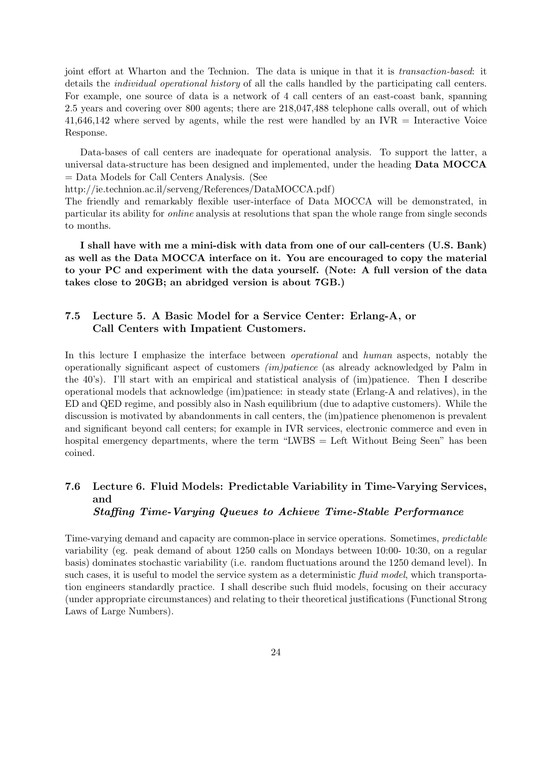joint effort at Wharton and the Technion. The data is unique in that it is *transaction-based*: it details the *individual operational history* of all the calls handled by the participating call centers. For example, one source of data is a network of 4 call centers of an east-coast bank, spanning 2.5 years and covering over 800 agents; there are 218,047,488 telephone calls overall, out of which 41,646,142 where served by agents, while the rest were handled by an IVR = Interactive Voice Response.

Data-bases of call centers are inadequate for operational analysis. To support the latter, a universal data-structure has been designed and implemented, under the heading **Data MOCCA** = Data Models for Call Centers Analysis. (See http://ie.technion.ac.il/serveng/References/DataMOCCA.pdf)
The friendly and remarkably flexible user-interface of Data MOCCA will be demonstrated, in particular its ability for *online* analysis at resolutions that span the whole range from single seconds to months.

**I shall have with me a mini-disk with data from one of our call-centers (U.S. Bank) as well as the Data MOCCA interface on it. You are encouraged to copy the material to your PC and experiment with the data yourself. (Note: A full version of the data takes close to 20GB; an abridged version is about 7GB.)**

## 7.5 Lecture 5. A Basic Model for a Service Center: Erlang-A, or Call Centers with Impatient Customers.

In this lecture I emphasize the interface between *operational* and *human* aspects, notably the operationally significant aspect of customers *(im)patience* (as already acknowledged by Palm in the 40's). I'll start with an empirical and statistical analysis of (im)patience. Then I describe operational models that acknowledge (im)patience: in steady state (Erlang-A and relatives), in the ED and QED regime, and possibly also in Nash equilibrium (due to adaptive customers). While the discussion is motivated by abandonments in call centers, the (im)patience phenomenon is prevalent and significant beyond call centers; for example in IVR services, electronic commerce and even in hospital emergency departments, where the term "LWBS = Left Without Being Seen" has been coined.

## 7.6 Lecture 6. Fluid Models: Predictable Variability in Time-Varying Services, and *Staffing Time-Varying Queues to Achieve Time-Stable Performance*

Time-varying demand and capacity are common-place in service operations. Sometimes, *predictable* variability (eg. peak demand of about 1250 calls on Mondays between 10:00- 10:30, on a regular basis) dominates stochastic variability (i.e. random fluctuations around the 1250 demand level). In such cases, it is useful to model the service system as a deterministic *fluid model*, which transportation engineers standardly practice. I shall describe such fluid models, focusing on their accuracy (under appropriate circumstances) and relating to their theoretical justifications (Functional Strong Laws of Large Numbers).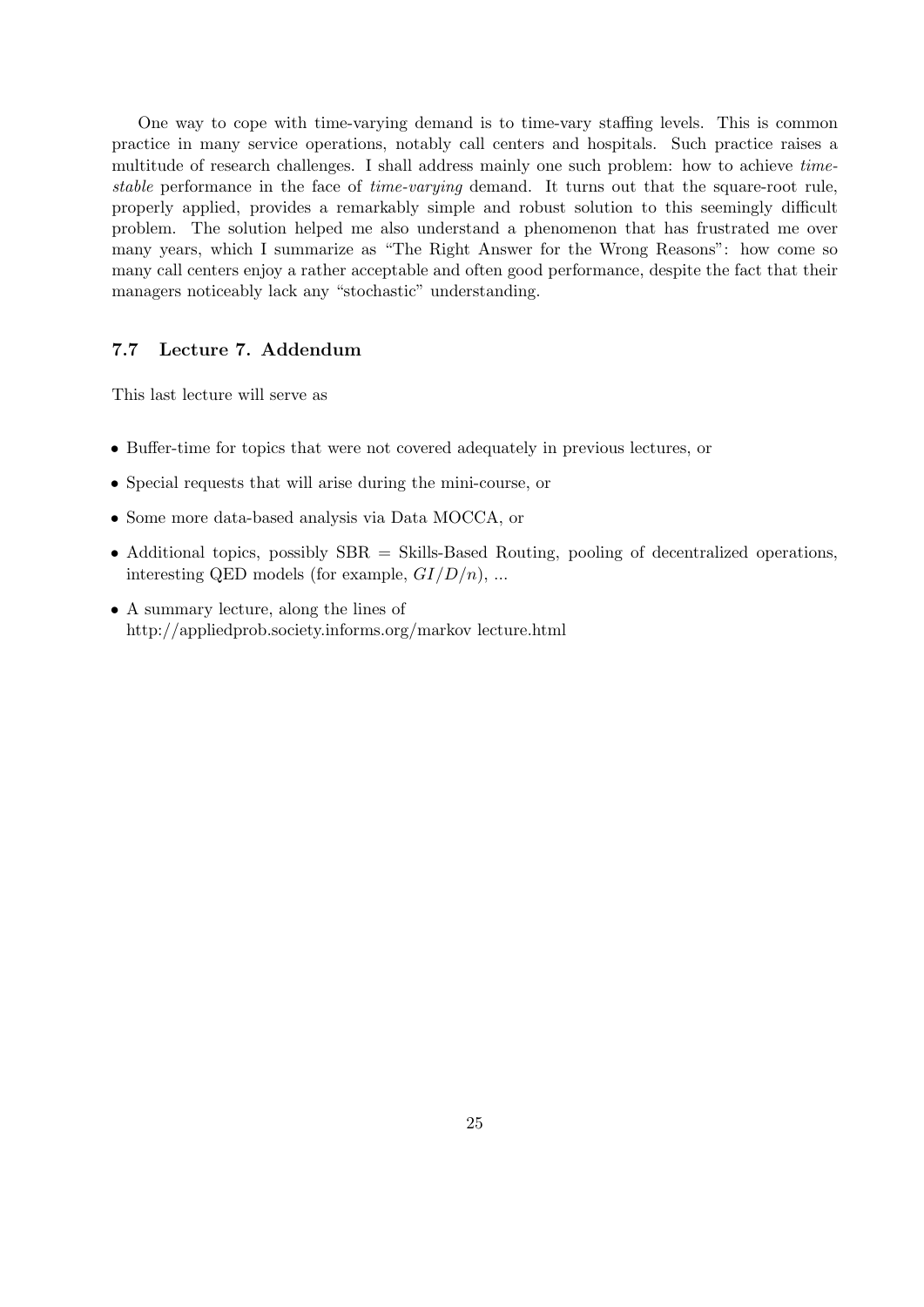One way to cope with time-varying demand is to time-vary staffing levels. This is common practice in many service operations, notably call centers and hospitals. Such practice raises a multitude of research challenges. I shall address mainly one such problem: how to achieve *time-stable* performance in the face of *time-varying* demand. It turns out that the square-root rule, properly applied, provides a remarkably simple and robust solution to this seemingly difficult problem. The solution helped me also understand a phenomenon that has frustrated me over many years, which I summarize as "The Right Answer for the Wrong Reasons": how come so many call centers enjoy a rather acceptable and often good performance, despite the fact that their managers noticeably lack any "stochastic" understanding.

### 7.7 Lecture 7. Addendum

This last lecture will serve as

- Buffer-time for topics that were not covered adequately in previous lectures, or
- Special requests that will arise during the mini-course, or
- Some more data-based analysis via Data MOCCA, or
- Additional topics, possibly SBR = Skills-Based Routing, pooling of decentralized operations, interesting QED models (for example, $GI/D/n$), ...
- A summary lecture, along the lines of http://appliedprob.society.informs.org/markov lecture.html